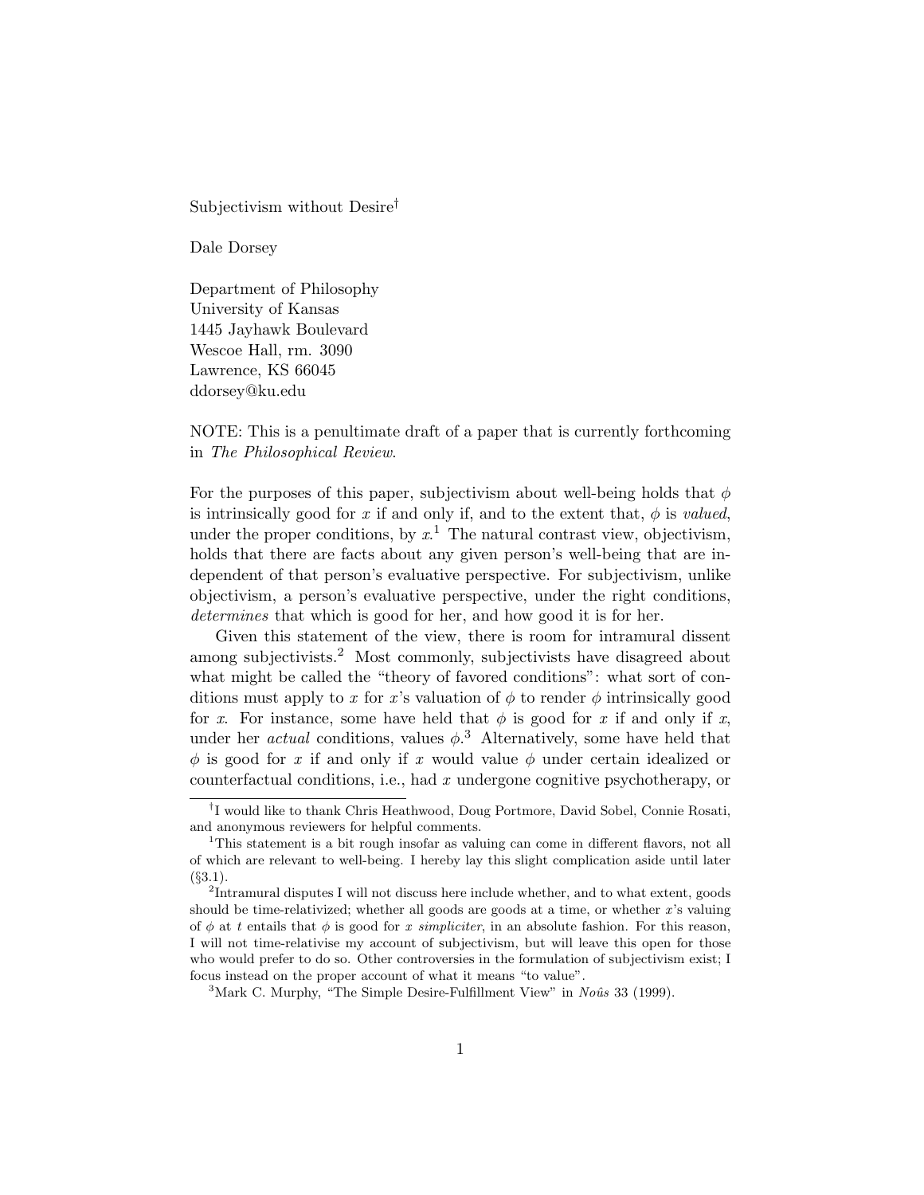Subjectivism without Desire[†]

Dale Dorsey

Department of Philosophy
University of Kansas
1445 Jayhawk Boulevard
Wescoe Hall, rm. 3090
Lawrence, KS 66045
ddorsey@ku.edu

NOTE: This is a penultimate draft of a paper that is currently forthcoming in *The Philosophical Review*.

For the purposes of this paper, subjectivism about well-being holds that $\phi$ is intrinsically good for $x$ if and only if, and to the extent that, $\phi$ is *valued*, under the proper conditions, by $x$.[1] The natural contrast view, objectivism, holds that there are facts about any given person's well-being that are independent of that person's evaluative perspective. For subjectivism, unlike objectivism, a person's evaluative perspective, under the right conditions, *determines* that which is good for her, and how good it is for her.

Given this statement of the view, there is room for intramural dissent among subjectivists.[2] Most commonly, subjectivists have disagreed about what might be called the "theory of favored conditions": what sort of conditions must apply to $x$ for $x$'s valuation of $\phi$ to render $\phi$ intrinsically good for $x$. For instance, some have held that $\phi$ is good for $x$ if and only if $x$, under her *actual* conditions, values $\phi$.[3] Alternatively, some have held that $\phi$ is good for $x$ if and only if $x$ would value $\phi$ under certain idealized or counterfactual conditions, i.e., had $x$ undergone cognitive psychotherapy, or

---

[†]I would like to thank Chris Heathwood, Doug Portmore, David Sobel, Connie Rosati, and anonymous reviewers for helpful comments.

[1]This statement is a bit rough insofar as valuing can come in different flavors, not all of which are relevant to well-being. I hereby lay this slight complication aside until later (§3.1).

[2]Intramural disputes I will not discuss here include whether, and to what extent, goods should be time-relativized; whether all goods are goods at a time, or whether $x$'s valuing of $\phi$ at $t$ entails that $\phi$ is good for $x$ *simpliciter*, in an absolute fashion. For this reason, I will not time-relativise my account of subjectivism, but will leave this open for those who would prefer to do so. Other controversies in the formulation of subjectivism exist; I focus instead on the proper account of what it means "to value".

[3]Mark C. Murphy, "The Simple Desire-Fulfillment View" in *Noûs* 33 (1999).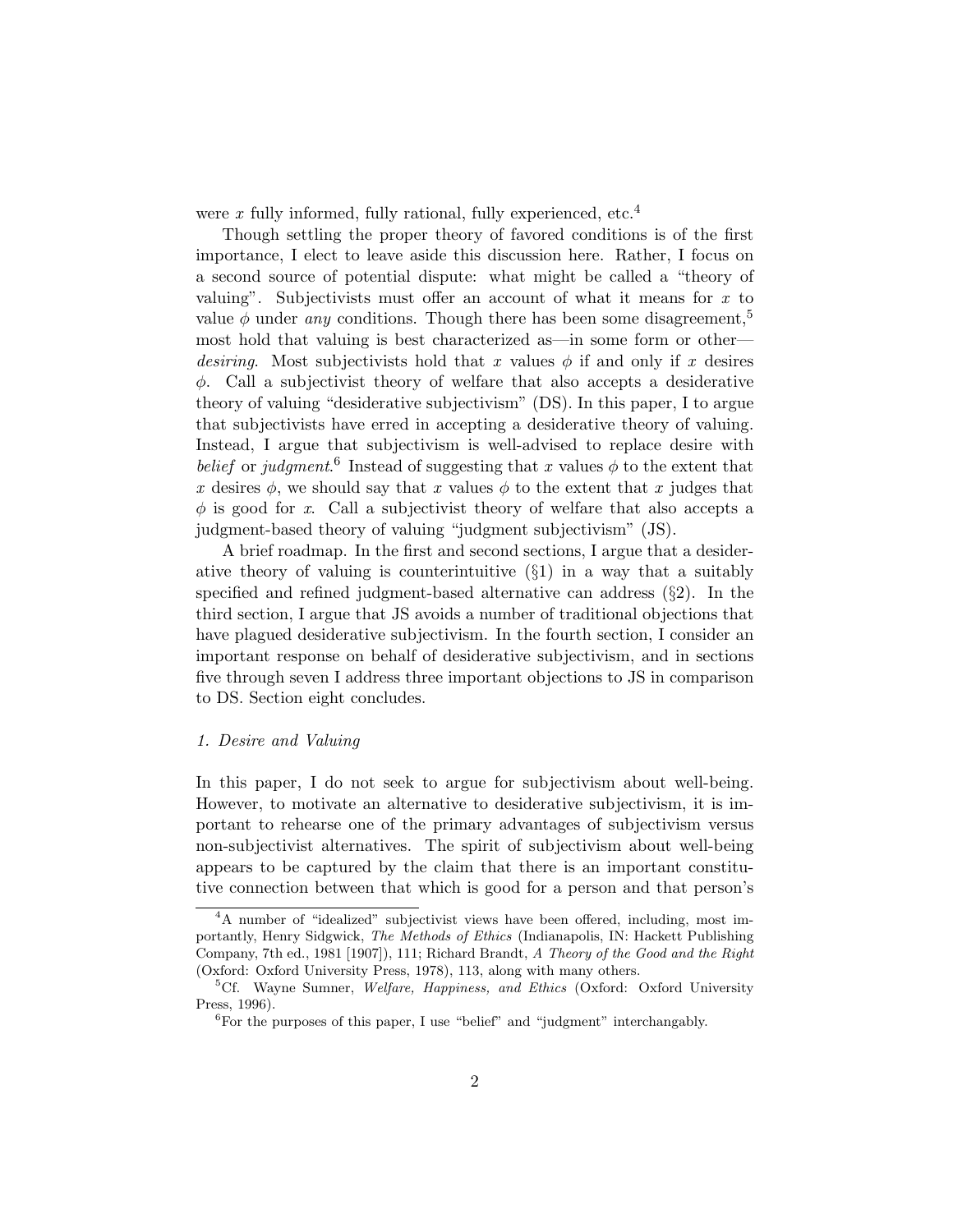were $x$ fully informed, fully rational, fully experienced, etc.[4]

Though settling the proper theory of favored conditions is of the first importance, I elect to leave aside this discussion here. Rather, I focus on a second source of potential dispute: what might be called a "theory of valuing". Subjectivists must offer an account of what it means for $x$ to value $\phi$ under *any* conditions. Though there has been some disagreement,[5] most hold that valuing is best characterized as—in some form or other—*desiring*. Most subjectivists hold that $x$ values $\phi$ if and only if $x$ desires $\phi$. Call a subjectivist theory of welfare that also accepts a desiderative theory of valuing "desiderative subjectivism" (DS). In this paper, I to argue that subjectivists have erred in accepting a desiderative theory of valuing. Instead, I argue that subjectivism is well-advised to replace desire with *belief* or *judgment*.[6] Instead of suggesting that $x$ values $\phi$ to the extent that $x$ desires $\phi$, we should say that $x$ values $\phi$ to the extent that $x$ judges that $\phi$ is good for $x$. Call a subjectivist theory of welfare that also accepts a judgment-based theory of valuing "judgment subjectivism" (JS).

A brief roadmap. In the first and second sections, I argue that a desiderative theory of valuing is counterintuitive (§1) in a way that a suitably specified and refined judgment-based alternative can address (§2). In the third section, I argue that JS avoids a number of traditional objections that have plagued desiderative subjectivism. In the fourth section, I consider an important response on behalf of desiderative subjectivism, and in sections five through seven I address three important objections to JS in comparison to DS. Section eight concludes.

## *1. Desire and Valuing*

In this paper, I do not seek to argue for subjectivism about well-being. However, to motivate an alternative to desiderative subjectivism, it is important to rehearse one of the primary advantages of subjectivism versus non-subjectivist alternatives. The spirit of subjectivism about well-being appears to be captured by the claim that there is an important constitutive connection between that which is good for a person and that person's

---

[4]A number of "idealized" subjectivist views have been offered, including, most importantly, Henry Sidgwick, *The Methods of Ethics* (Indianapolis, IN: Hackett Publishing Company, 7th ed., 1981 [1907]), 111; Richard Brandt, *A Theory of the Good and the Right* (Oxford: Oxford University Press, 1978), 113, along with many others.

[5]Cf. Wayne Sumner, *Welfare, Happiness, and Ethics* (Oxford: Oxford University Press, 1996).

[6]For the purposes of this paper, I use "belief" and "judgment" interchangably.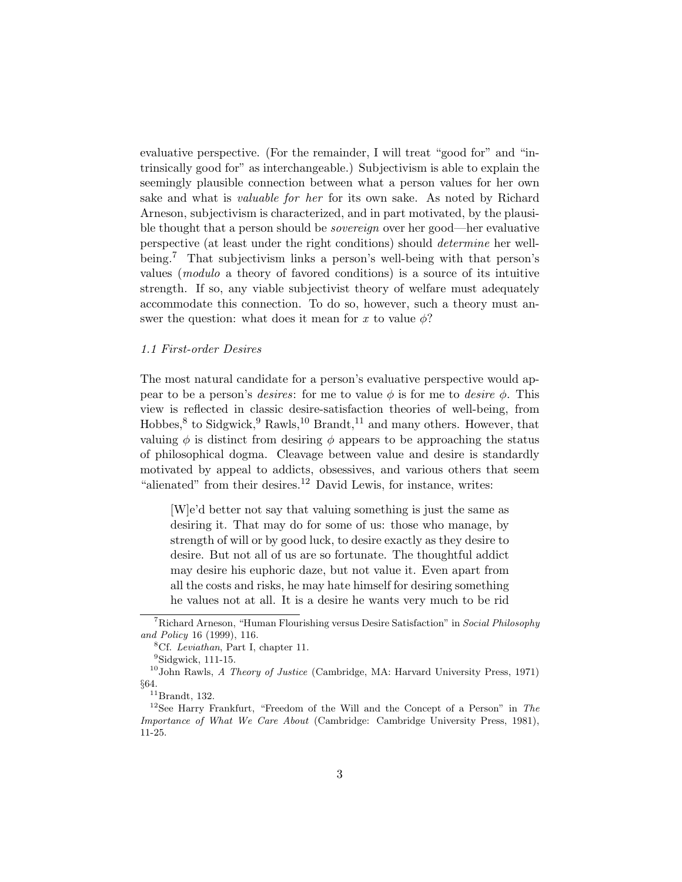evaluative perspective. (For the remainder, I will treat "good for" and "intrinsically good for" as interchangeable.) Subjectivism is able to explain the seemingly plausible connection between what a person values for her own sake and what is *valuable for her* for its own sake. As noted by Richard Arneson, subjectivism is characterized, and in part motivated, by the plausible thought that a person should be *sovereign* over her good—her evaluative perspective (at least under the right conditions) should *determine* her well-being.[7] That subjectivism links a person's well-being with that person's values (*modulo* a theory of favored conditions) is a source of its intuitive strength. If so, any viable subjectivist theory of welfare must adequately accommodate this connection. To do so, however, such a theory must answer the question: what does it mean for $x$ to value $\phi$?

### *1.1 First-order Desires*

The most natural candidate for a person's evaluative perspective would appear to be a person's *desires*: for me to value $\phi$ is for me to *desire* $\phi$. This view is reflected in classic desire-satisfaction theories of well-being, from Hobbes,[8] to Sidgwick,[9] Rawls,[10] Brandt,[11] and many others. However, that valuing $\phi$ is distinct from desiring $\phi$ appears to be approaching the status of philosophical dogma. Cleavage between value and desire is standardly motivated by appeal to addicts, obsessives, and various others that seem "alienated" from their desires.[12] David Lewis, for instance, writes:

> [W]e'd better not say that valuing something is just the same as desiring it. That may do for some of us: those who manage, by strength of will or by good luck, to desire exactly as they desire to desire. But not all of us are so fortunate. The thoughtful addict may desire his euphoric daze, but not value it. Even apart from all the costs and risks, he may hate himself for desiring something he values not at all. It is a desire he wants very much to be rid

---

[7] Richard Arneson, "Human Flourishing versus Desire Satisfaction" in *Social Philosophy and Policy* 16 (1999), 116.

[8] Cf. *Leviathan*, Part I, chapter 11.

[9] Sidgwick, 111-15.

[10] John Rawls, *A Theory of Justice* (Cambridge, MA: Harvard University Press, 1971) §64.

[11] Brandt, 132.

[12] See Harry Frankfurt, "Freedom of the Will and the Concept of a Person" in *The Importance of What We Care About* (Cambridge: Cambridge University Press, 1981), 11-25.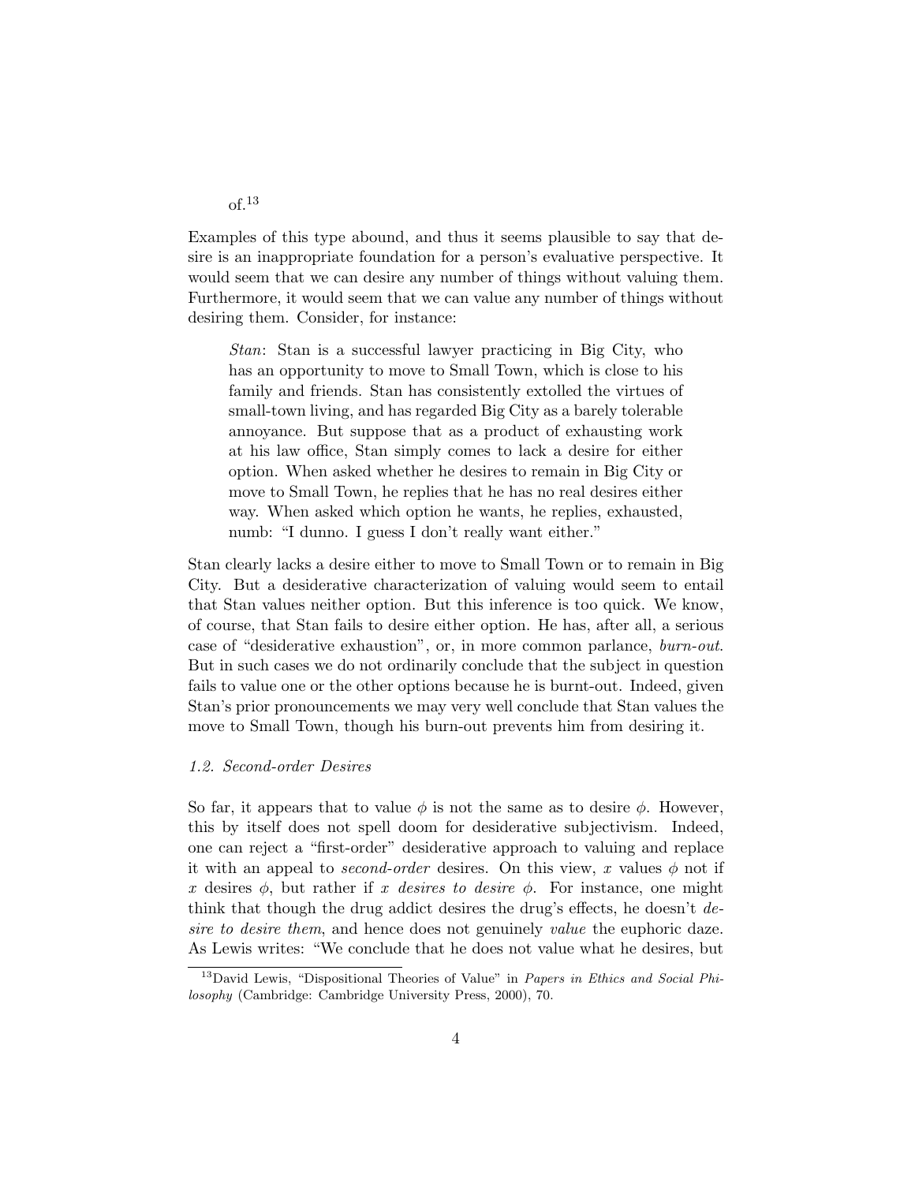of.[13]

Examples of this type abound, and thus it seems plausible to say that desire is an inappropriate foundation for a person's evaluative perspective. It would seem that we can desire any number of things without valuing them. Furthermore, it would seem that we can value any number of things without desiring them. Consider, for instance:

> *Stan*: Stan is a successful lawyer practicing in Big City, who has an opportunity to move to Small Town, which is close to his family and friends. Stan has consistently extolled the virtues of small-town living, and has regarded Big City as a barely tolerable annoyance. But suppose that as a product of exhausting work at his law office, Stan simply comes to lack a desire for either option. When asked whether he desires to remain in Big City or move to Small Town, he replies that he has no real desires either way. When asked which option he wants, he replies, exhausted, numb: "I dunno. I guess I don't really want either."

Stan clearly lacks a desire either to move to Small Town or to remain in Big City. But a desiderative characterization of valuing would seem to entail that Stan values neither option. But this inference is too quick. We know, of course, that Stan fails to desire either option. He has, after all, a serious case of "desiderative exhaustion", or, in more common parlance, *burn-out*. But in such cases we do not ordinarily conclude that the subject in question fails to value one or the other options because he is burnt-out. Indeed, given Stan's prior pronouncements we may very well conclude that Stan values the move to Small Town, though his burn-out prevents him from desiring it.

### *1.2. Second-order Desires*

So far, it appears that to value $\phi$ is not the same as to desire $\phi$. However, this by itself does not spell doom for desiderative subjectivism. Indeed, one can reject a "first-order" desiderative approach to valuing and replace it with an appeal to *second-order* desires. On this view, $x$ values $\phi$ not if $x$ desires $\phi$, but rather if $x$ *desires to desire* $\phi$. For instance, one might think that though the drug addict desires the drug's effects, he doesn't *desire to desire them*, and hence does not genuinely *value* the euphoric daze. As Lewis writes: "We conclude that he does not value what he desires, but

[13] David Lewis, "Dispositional Theories of Value" in *Papers in Ethics and Social Philosophy* (Cambridge: Cambridge University Press, 2000), 70.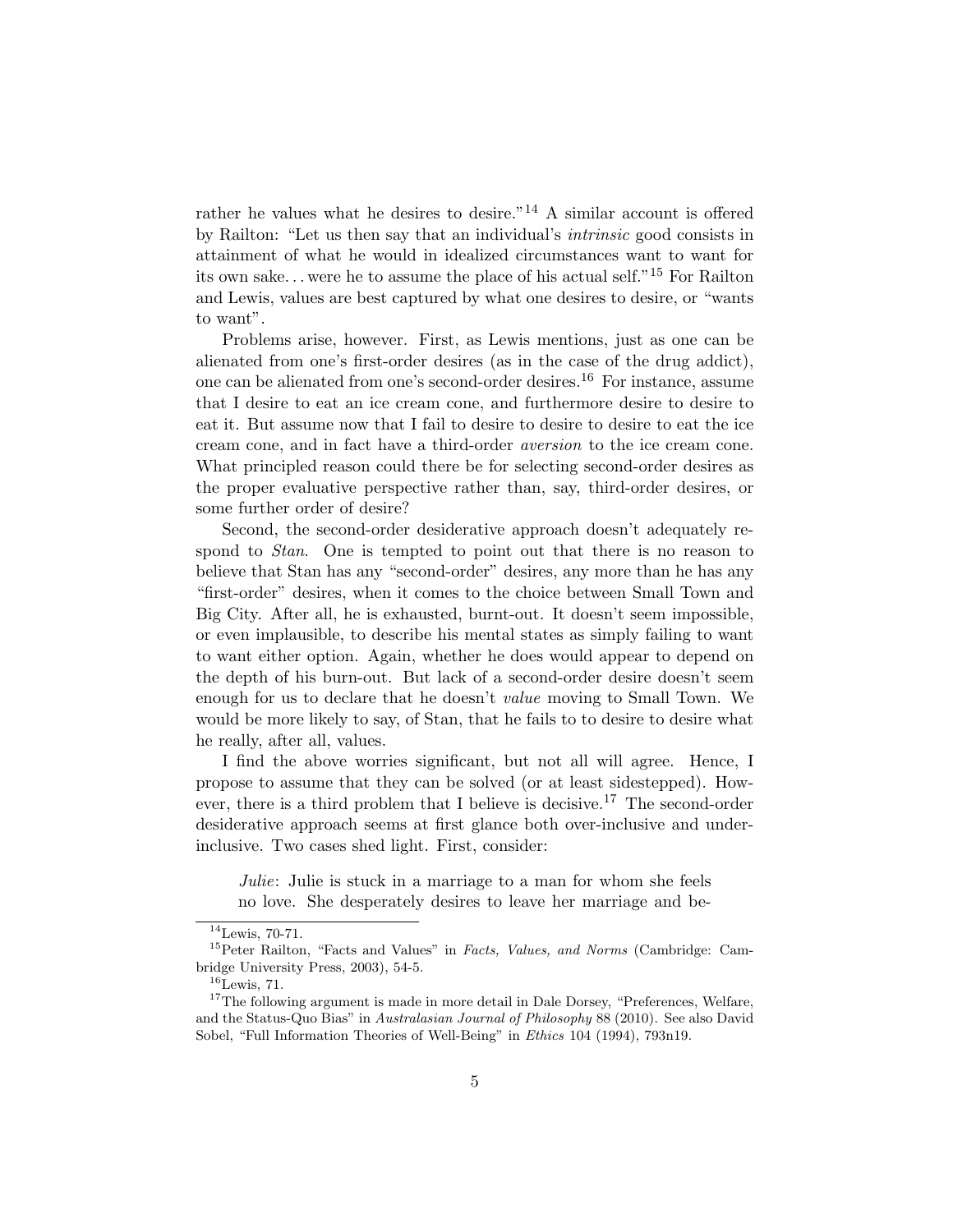rather he values what he desires to desire."[14] A similar account is offered by Railton: "Let us then say that an individual's *intrinsic* good consists in attainment of what he would in idealized circumstances want to want for its own sake. . . were he to assume the place of his actual self."[15] For Railton and Lewis, values are best captured by what one desires to desire, or "wants to want".

Problems arise, however. First, as Lewis mentions, just as one can be alienated from one's first-order desires (as in the case of the drug addict), one can be alienated from one's second-order desires.[16] For instance, assume that I desire to eat an ice cream cone, and furthermore desire to desire to eat it. But assume now that I fail to desire to desire to desire to eat the ice cream cone, and in fact have a third-order *aversion* to the ice cream cone. What principled reason could there be for selecting second-order desires as the proper evaluative perspective rather than, say, third-order desires, or some further order of desire?

Second, the second-order desiderative approach doesn't adequately respond to *Stan*. One is tempted to point out that there is no reason to believe that Stan has any "second-order" desires, any more than he has any "first-order" desires, when it comes to the choice between Small Town and Big City. After all, he is exhausted, burnt-out. It doesn't seem impossible, or even implausible, to describe his mental states as simply failing to want to want either option. Again, whether he does would appear to depend on the depth of his burn-out. But lack of a second-order desire doesn't seem enough for us to declare that he doesn't *value* moving to Small Town. We would be more likely to say, of Stan, that he fails to to desire to desire what he really, after all, values.

I find the above worries significant, but not all will agree. Hence, I propose to assume that they can be solved (or at least sidestepped). However, there is a third problem that I believe is decisive.[17] The second-order desiderative approach seems at first glance both over-inclusive and under-inclusive. Two cases shed light. First, consider:

> *Julie*: Julie is stuck in a marriage to a man for whom she feels no love. She desperately desires to leave her marriage and be-

---

[14] Lewis, 70-71.

[15] Peter Railton, "Facts and Values" in *Facts, Values, and Norms* (Cambridge: Cambridge University Press, 2003), 54-5.

[16] Lewis, 71.

[17] The following argument is made in more detail in Dale Dorsey, "Preferences, Welfare, and the Status-Quo Bias" in *Australasian Journal of Philosophy* 88 (2010). See also David Sobel, "Full Information Theories of Well-Being" in *Ethics* 104 (1994), 793n19.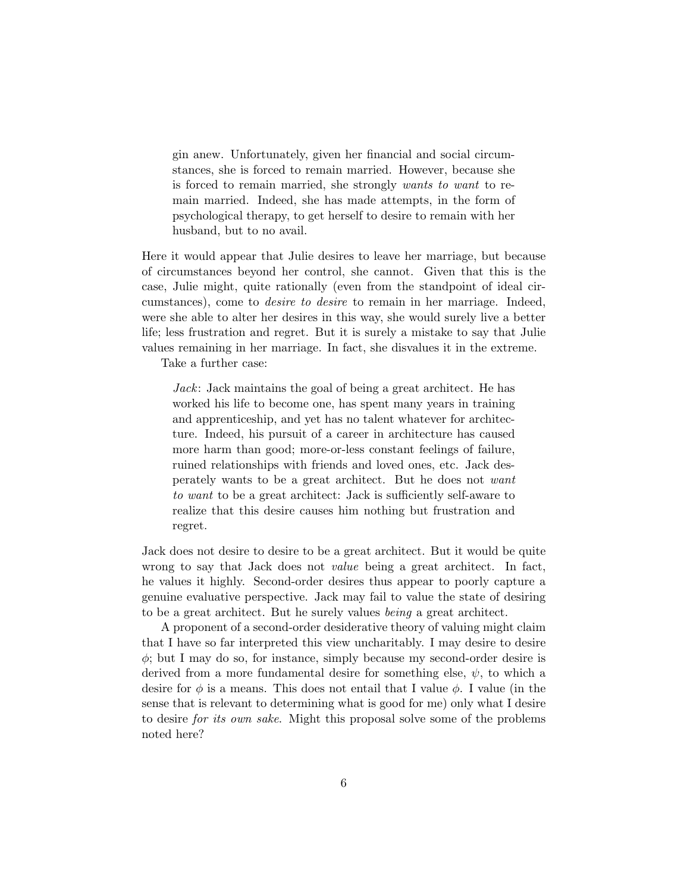gin anew. Unfortunately, given her financial and social circumstances, she is forced to remain married. However, because she is forced to remain married, she strongly *wants to want* to remain married. Indeed, she has made attempts, in the form of psychological therapy, to get herself to desire to remain with her husband, but to no avail.

Here it would appear that Julie desires to leave her marriage, but because of circumstances beyond her control, she cannot. Given that this is the case, Julie might, quite rationally (even from the standpoint of ideal circumstances), come to *desire to desire* to remain in her marriage. Indeed, were she able to alter her desires in this way, she would surely live a better life; less frustration and regret. But it is surely a mistake to say that Julie values remaining in her marriage. In fact, she disvalues it in the extreme.

Take a further case:

> *Jack*: Jack maintains the goal of being a great architect. He has worked his life to become one, has spent many years in training and apprenticeship, and yet has no talent whatever for architecture. Indeed, his pursuit of a career in architecture has caused more harm than good; more-or-less constant feelings of failure, ruined relationships with friends and loved ones, etc. Jack desperately wants to be a great architect. But he does not *want to want* to be a great architect: Jack is sufficiently self-aware to realize that this desire causes him nothing but frustration and regret.

Jack does not desire to desire to be a great architect. But it would be quite wrong to say that Jack does not *value* being a great architect. In fact, he values it highly. Second-order desires thus appear to poorly capture a genuine evaluative perspective. Jack may fail to value the state of desiring to be a great architect. But he surely values *being* a great architect.

A proponent of a second-order desiderative theory of valuing might claim that I have so far interpreted this view uncharitably. I may desire to desire $\phi$; but I may do so, for instance, simply because my second-order desire is derived from a more fundamental desire for something else, $\psi$, to which a desire for $\phi$ is a means. This does not entail that I value $\phi$. I value (in the sense that is relevant to determining what is good for me) only what I desire to desire *for its own sake*. Might this proposal solve some of the problems noted here?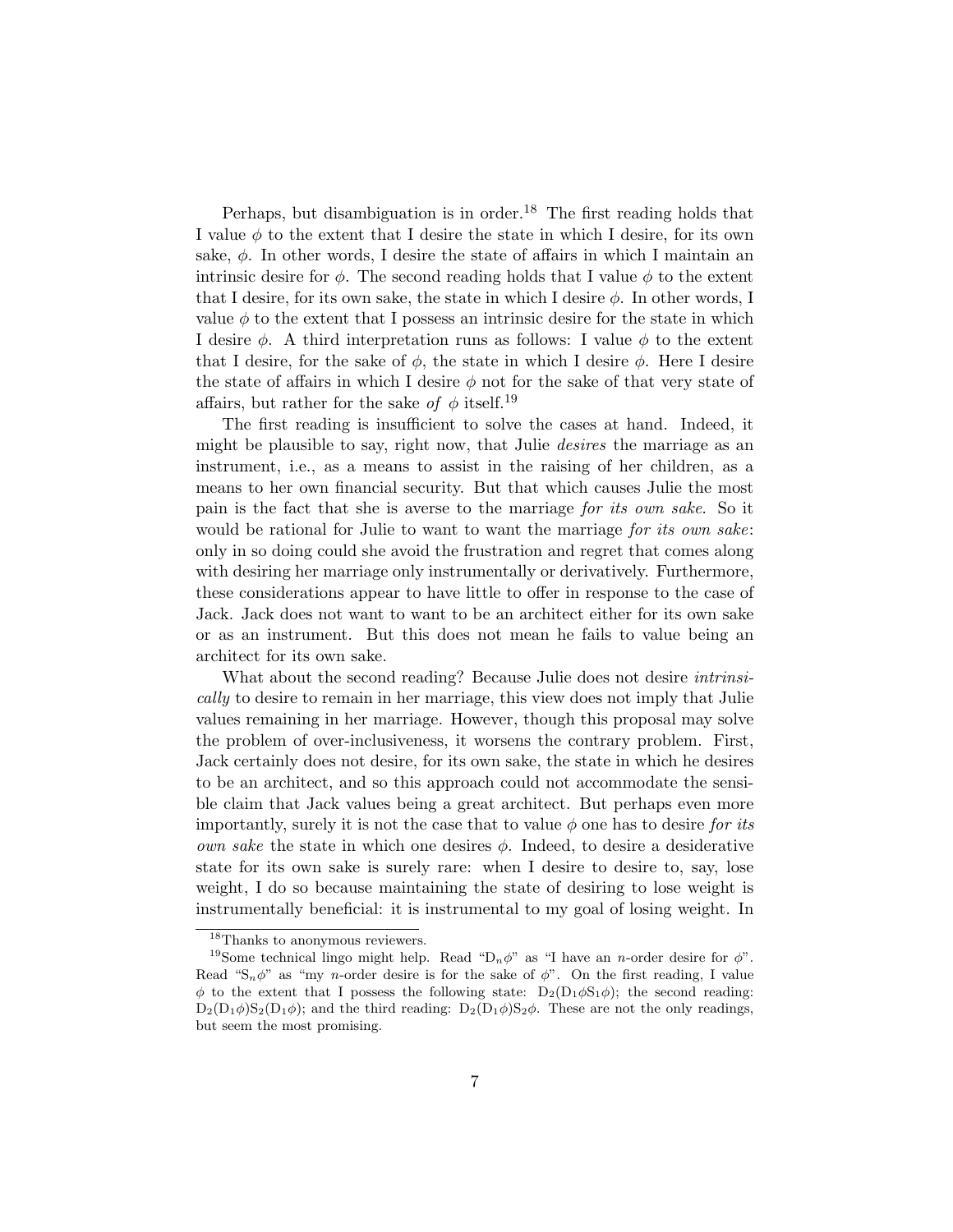Perhaps, but disambiguation is in order.[18] The first reading holds that I value $\phi$ to the extent that I desire the state in which I desire, for its own sake, $\phi$. In other words, I desire the state of affairs in which I maintain an intrinsic desire for $\phi$. The second reading holds that I value $\phi$ to the extent that I desire, for its own sake, the state in which I desire $\phi$. In other words, I value $\phi$ to the extent that I possess an intrinsic desire for the state in which I desire $\phi$. A third interpretation runs as follows: I value $\phi$ to the extent that I desire, for the sake of $\phi$, the state in which I desire $\phi$. Here I desire the state of affairs in which I desire $\phi$ not for the sake of that very state of affairs, but rather for the sake *of* $\phi$ itself.[19]

The first reading is insufficient to solve the cases at hand. Indeed, it might be plausible to say, right now, that Julie *desires* the marriage as an instrument, i.e., as a means to assist in the raising of her children, as a means to her own financial security. But that which causes Julie the most pain is the fact that she is averse to the marriage *for its own sake*. So it would be rational for Julie to want to want the marriage *for its own sake*: only in so doing could she avoid the frustration and regret that comes along with desiring her marriage only instrumentally or derivatively. Furthermore, these considerations appear to have little to offer in response to the case of Jack. Jack does not want to want to be an architect either for its own sake or as an instrument. But this does not mean he fails to value being an architect for its own sake.

What about the second reading? Because Julie does not desire *intrinsically* to desire to remain in her marriage, this view does not imply that Julie values remaining in her marriage. However, though this proposal may solve the problem of over-inclusiveness, it worsens the contrary problem. First, Jack certainly does not desire, for its own sake, the state in which he desires to be an architect, and so this approach could not accommodate the sensible claim that Jack values being a great architect. But perhaps even more importantly, surely it is not the case that to value $\phi$ one has to desire *for its own sake* the state in which one desires $\phi$. Indeed, to desire a desiderative state for its own sake is surely rare: when I desire to desire to, say, lose weight, I do so because maintaining the state of desiring to lose weight is instrumentally beneficial: it is instrumental to my goal of losing weight. In

---

[18] Thanks to anonymous reviewers.

[19] Some technical lingo might help. Read "$D_n\phi$" as "I have an $n$-order desire for $\phi$". Read "$S_n\phi$" as "my $n$-order desire is for the sake of $\phi$". On the first reading, I value $\phi$ to the extent that I possess the following state: $D_2(D_1\phi S_1\phi)$; the second reading: $D_2(D_1\phi)S_2(D_1\phi)$; and the third reading: $D_2(D_1\phi)S_2\phi$. These are not the only readings, but seem the most promising.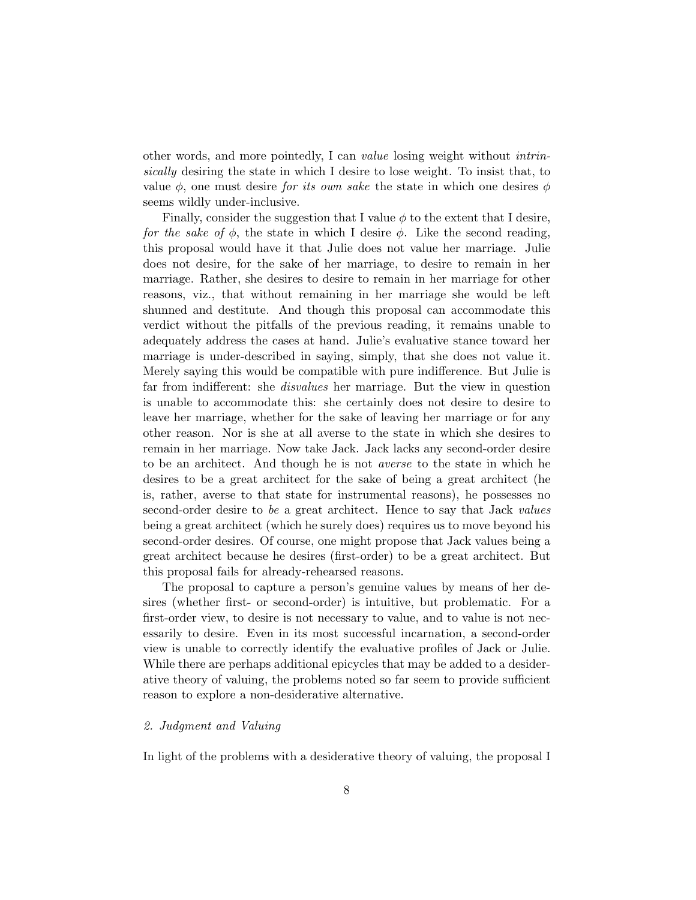other words, and more pointedly, I can *value* losing weight without *intrinsically* desiring the state in which I desire to lose weight. To insist that, to value $\phi$, one must desire *for its own sake* the state in which one desires $\phi$ seems wildly under-inclusive.

Finally, consider the suggestion that I value $\phi$ to the extent that I desire, *for the sake of* $\phi$, the state in which I desire $\phi$. Like the second reading, this proposal would have it that Julie does not value her marriage. Julie does not desire, for the sake of her marriage, to desire to remain in her marriage. Rather, she desires to desire to remain in her marriage for other reasons, viz., that without remaining in her marriage she would be left shunned and destitute. And though this proposal can accommodate this verdict without the pitfalls of the previous reading, it remains unable to adequately address the cases at hand. Julie's evaluative stance toward her marriage is under-described in saying, simply, that she does not value it. Merely saying this would be compatible with pure indifference. But Julie is far from indifferent: she *disvalues* her marriage. But the view in question is unable to accommodate this: she certainly does not desire to desire to leave her marriage, whether for the sake of leaving her marriage or for any other reason. Nor is she at all averse to the state in which she desires to remain in her marriage. Now take Jack. Jack lacks any second-order desire to be an architect. And though he is not *averse* to the state in which he desires to be a great architect for the sake of being a great architect (he is, rather, averse to that state for instrumental reasons), he possesses no second-order desire to *be* a great architect. Hence to say that Jack *values* being a great architect (which he surely does) requires us to move beyond his second-order desires. Of course, one might propose that Jack values being a great architect because he desires (first-order) to be a great architect. But this proposal fails for already-rehearsed reasons.

The proposal to capture a person's genuine values by means of her desires (whether first- or second-order) is intuitive, but problematic. For a first-order view, to desire is not necessary to value, and to value is not necessarily to desire. Even in its most successful incarnation, a second-order view is unable to correctly identify the evaluative profiles of Jack or Julie. While there are perhaps additional epicycles that may be added to a desiderative theory of valuing, the problems noted so far seem to provide sufficient reason to explore a non-desiderative alternative.

### *2. Judgment and Valuing*

In light of the problems with a desiderative theory of valuing, the proposal I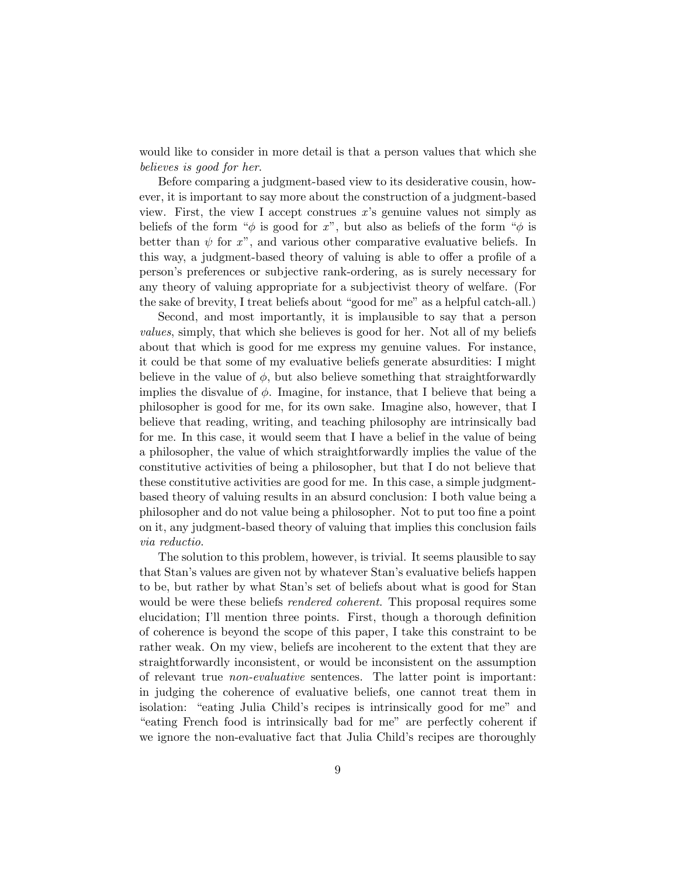would like to consider in more detail is that a person values that which she *believes is good for her*.

Before comparing a judgment-based view to its desiderative cousin, however, it is important to say more about the construction of a judgment-based view. First, the view I accept construes $x$'s genuine values not simply as beliefs of the form "$\phi$ is good for $x$", but also as beliefs of the form "$\phi$ is better than $\psi$ for $x$", and various other comparative evaluative beliefs. In this way, a judgment-based theory of valuing is able to offer a profile of a person's preferences or subjective rank-ordering, as is surely necessary for any theory of valuing appropriate for a subjectivist theory of welfare. (For the sake of brevity, I treat beliefs about "good for me" as a helpful catch-all.)

Second, and most importantly, it is implausible to say that a person *values*, simply, that which she believes is good for her. Not all of my beliefs about that which is good for me express my genuine values. For instance, it could be that some of my evaluative beliefs generate absurdities: I might believe in the value of $\phi$, but also believe something that straightforwardly implies the disvalue of $\phi$. Imagine, for instance, that I believe that being a philosopher is good for me, for its own sake. Imagine also, however, that I believe that reading, writing, and teaching philosophy are intrinsically bad for me. In this case, it would seem that I have a belief in the value of being a philosopher, the value of which straightforwardly implies the value of the constitutive activities of being a philosopher, but that I do not believe that these constitutive activities are good for me. In this case, a simple judgment-based theory of valuing results in an absurd conclusion: I both value being a philosopher and do not value being a philosopher. Not to put too fine a point on it, any judgment-based theory of valuing that implies this conclusion fails *via reductio*.

The solution to this problem, however, is trivial. It seems plausible to say that Stan's values are given not by whatever Stan's evaluative beliefs happen to be, but rather by what Stan's set of beliefs about what is good for Stan would be were these beliefs *rendered coherent*. This proposal requires some elucidation; I'll mention three points. First, though a thorough definition of coherence is beyond the scope of this paper, I take this constraint to be rather weak. On my view, beliefs are incoherent to the extent that they are straightforwardly inconsistent, or would be inconsistent on the assumption of relevant true *non-evaluative* sentences. The latter point is important: in judging the coherence of evaluative beliefs, one cannot treat them in isolation: "eating Julia Child's recipes is intrinsically good for me" and "eating French food is intrinsically bad for me" are perfectly coherent if we ignore the non-evaluative fact that Julia Child's recipes are thoroughly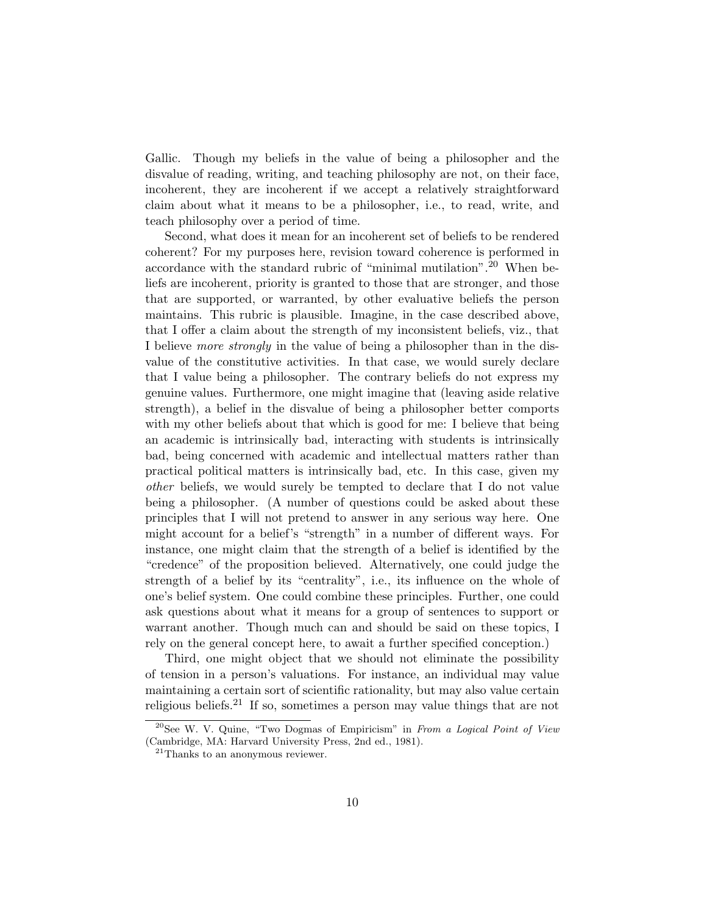Gallic. Though my beliefs in the value of being a philosopher and the disvalue of reading, writing, and teaching philosophy are not, on their face, incoherent, they are incoherent if we accept a relatively straightforward claim about what it means to be a philosopher, i.e., to read, write, and teach philosophy over a period of time.

Second, what does it mean for an incoherent set of beliefs to be rendered coherent? For my purposes here, revision toward coherence is performed in accordance with the standard rubric of "minimal mutilation".[20] When beliefs are incoherent, priority is granted to those that are stronger, and those that are supported, or warranted, by other evaluative beliefs the person maintains. This rubric is plausible. Imagine, in the case described above, that I offer a claim about the strength of my inconsistent beliefs, viz., that I believe *more strongly* in the value of being a philosopher than in the disvalue of the constitutive activities. In that case, we would surely declare that I value being a philosopher. The contrary beliefs do not express my genuine values. Furthermore, one might imagine that (leaving aside relative strength), a belief in the disvalue of being a philosopher better comports with my other beliefs about that which is good for me: I believe that being an academic is intrinsically bad, interacting with students is intrinsically bad, being concerned with academic and intellectual matters rather than practical political matters is intrinsically bad, etc. In this case, given my *other* beliefs, we would surely be tempted to declare that I do not value being a philosopher. (A number of questions could be asked about these principles that I will not pretend to answer in any serious way here. One might account for a belief's "strength" in a number of different ways. For instance, one might claim that the strength of a belief is identified by the "credence" of the proposition believed. Alternatively, one could judge the strength of a belief by its "centrality", i.e., its influence on the whole of one's belief system. One could combine these principles. Further, one could ask questions about what it means for a group of sentences to support or warrant another. Though much can and should be said on these topics, I rely on the general concept here, to await a further specified conception.)

Third, one might object that we should not eliminate the possibility of tension in a person's valuations. For instance, an individual may value maintaining a certain sort of scientific rationality, but may also value certain religious beliefs.[21] If so, sometimes a person may value things that are not

[20] See W. V. Quine, "Two Dogmas of Empiricism" in *From a Logical Point of View* (Cambridge, MA: Harvard University Press, 2nd ed., 1981).

[21] Thanks to an anonymous reviewer.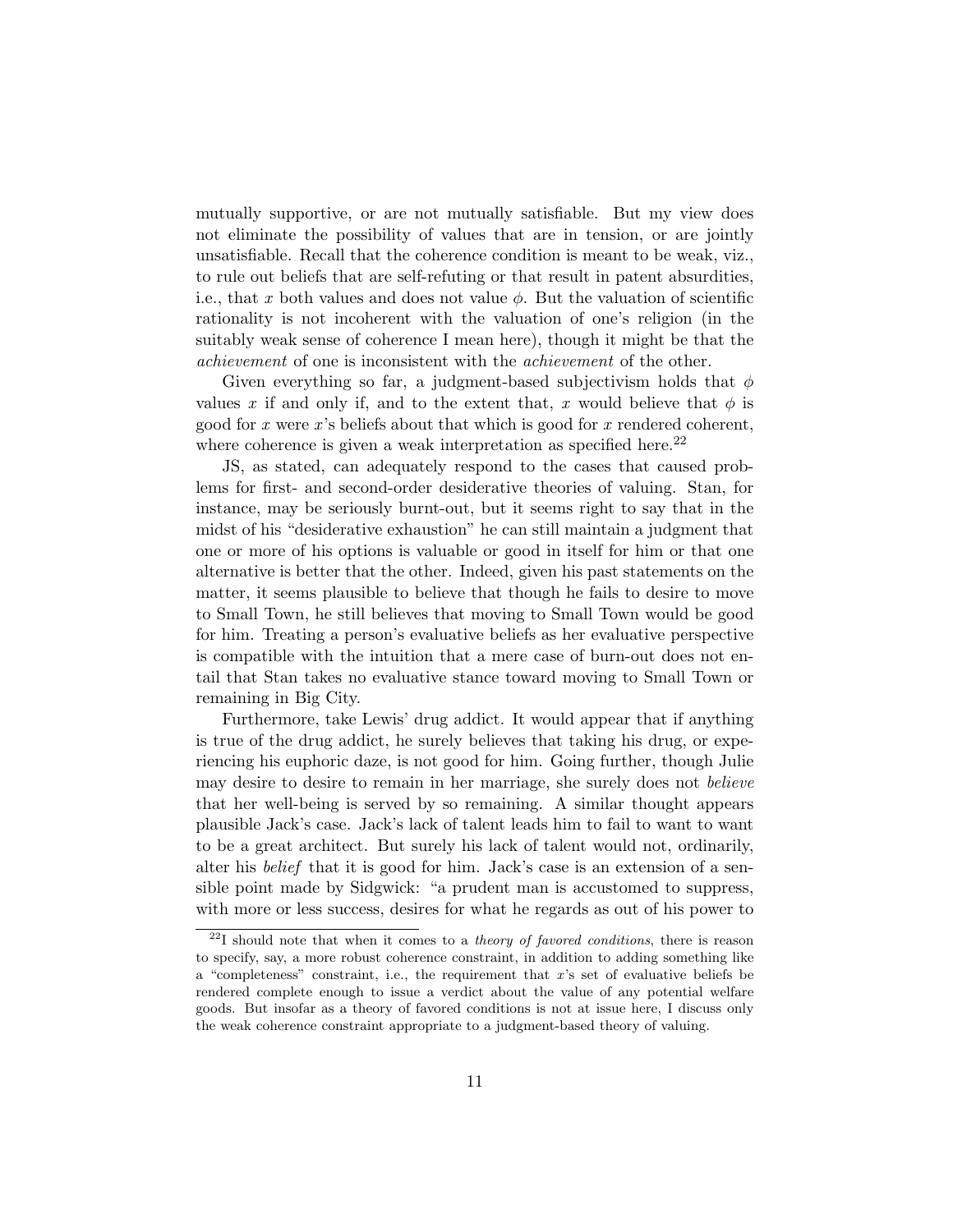mutually supportive, or are not mutually satisfiable. But my view does not eliminate the possibility of values that are in tension, or are jointly unsatisfiable. Recall that the coherence condition is meant to be weak, viz., to rule out beliefs that are self-refuting or that result in patent absurdities, i.e., that $x$ both values and does not value $\phi$. But the valuation of scientific rationality is not incoherent with the valuation of one's religion (in the suitably weak sense of coherence I mean here), though it might be that the *achievement* of one is inconsistent with the *achievement* of the other.

Given everything so far, a judgment-based subjectivism holds that $\phi$ values $x$ if and only if, and to the extent that, $x$ would believe that $\phi$ is good for $x$ were $x$'s beliefs about that which is good for $x$ rendered coherent, where coherence is given a weak interpretation as specified here.[22]

JS, as stated, can adequately respond to the cases that caused problems for first- and second-order desiderative theories of valuing. Stan, for instance, may be seriously burnt-out, but it seems right to say that in the midst of his "desiderative exhaustion" he can still maintain a judgment that one or more of his options is valuable or good in itself for him or that one alternative is better that the other. Indeed, given his past statements on the matter, it seems plausible to believe that though he fails to desire to move to Small Town, he still believes that moving to Small Town would be good for him. Treating a person's evaluative beliefs as her evaluative perspective is compatible with the intuition that a mere case of burn-out does not entail that Stan takes no evaluative stance toward moving to Small Town or remaining in Big City.

Furthermore, take Lewis' drug addict. It would appear that if anything is true of the drug addict, he surely believes that taking his drug, or experiencing his euphoric daze, is not good for him. Going further, though Julie may desire to desire to remain in her marriage, she surely does not *believe* that her well-being is served by so remaining. A similar thought appears plausible Jack's case. Jack's lack of talent leads him to fail to want to want to be a great architect. But surely his lack of talent would not, ordinarily, alter his *belief* that it is good for him. Jack's case is an extension of a sensible point made by Sidgwick: "a prudent man is accustomed to suppress, with more or less success, desires for what he regards as out of his power to

[22] I should note that when it comes to a *theory of favored conditions*, there is reason to specify, say, a more robust coherence constraint, in addition to adding something like a "completeness" constraint, i.e., the requirement that $x$'s set of evaluative beliefs be rendered complete enough to issue a verdict about the value of any potential welfare goods. But insofar as a theory of favored conditions is not at issue here, I discuss only the weak coherence constraint appropriate to a judgment-based theory of valuing.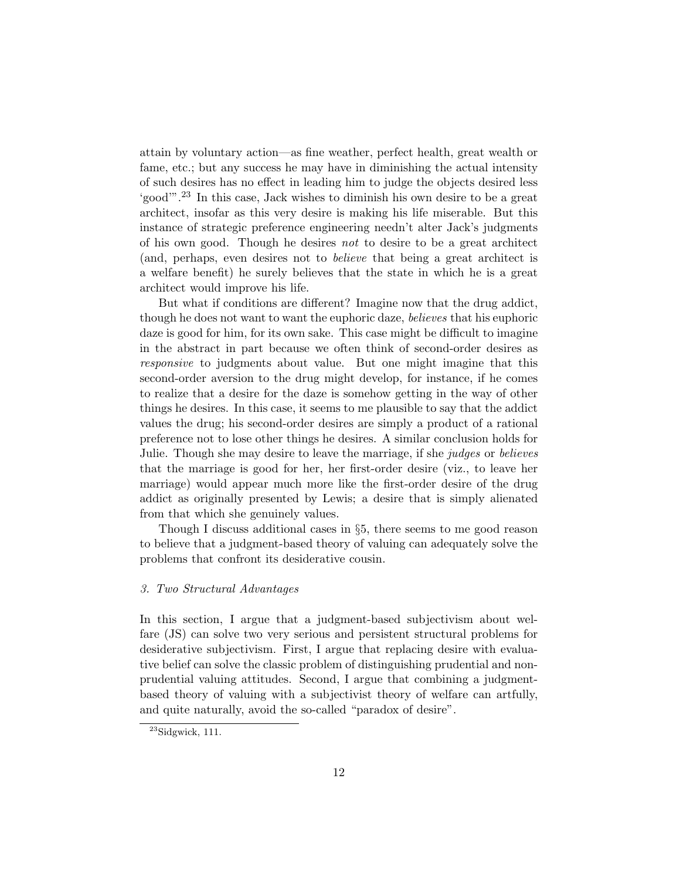attain by voluntary action—as fine weather, perfect health, great wealth or fame, etc.; but any success he may have in diminishing the actual intensity of such desires has no effect in leading him to judge the objects desired less 'good'".[23] In this case, Jack wishes to diminish his own desire to be a great architect, insofar as this very desire is making his life miserable. But this instance of strategic preference engineering needn't alter Jack's judgments of his own good. Though he desires *not* to desire to be a great architect (and, perhaps, even desires not to *believe* that being a great architect is a welfare benefit) he surely believes that the state in which he is a great architect would improve his life.

But what if conditions are different? Imagine now that the drug addict, though he does not want to want the euphoric daze, *believes* that his euphoric daze is good for him, for its own sake. This case might be difficult to imagine in the abstract in part because we often think of second-order desires as *responsive* to judgments about value. But one might imagine that this second-order aversion to the drug might develop, for instance, if he comes to realize that a desire for the daze is somehow getting in the way of other things he desires. In this case, it seems to me plausible to say that the addict values the drug; his second-order desires are simply a product of a rational preference not to lose other things he desires. A similar conclusion holds for Julie. Though she may desire to leave the marriage, if she *judges* or *believes* that the marriage is good for her, her first-order desire (viz., to leave her marriage) would appear much more like the first-order desire of the drug addict as originally presented by Lewis; a desire that is simply alienated from that which she genuinely values.

Though I discuss additional cases in §5, there seems to me good reason to believe that a judgment-based theory of valuing can adequately solve the problems that confront its desiderative cousin.

### *3. Two Structural Advantages*

In this section, I argue that a judgment-based subjectivism about welfare (JS) can solve two very serious and persistent structural problems for desiderative subjectivism. First, I argue that replacing desire with evaluative belief can solve the classic problem of distinguishing prudential and non-prudential valuing attitudes. Second, I argue that combining a judgment-based theory of valuing with a subjectivist theory of welfare can artfully, and quite naturally, avoid the so-called "paradox of desire".

[23] Sidgwick, 111.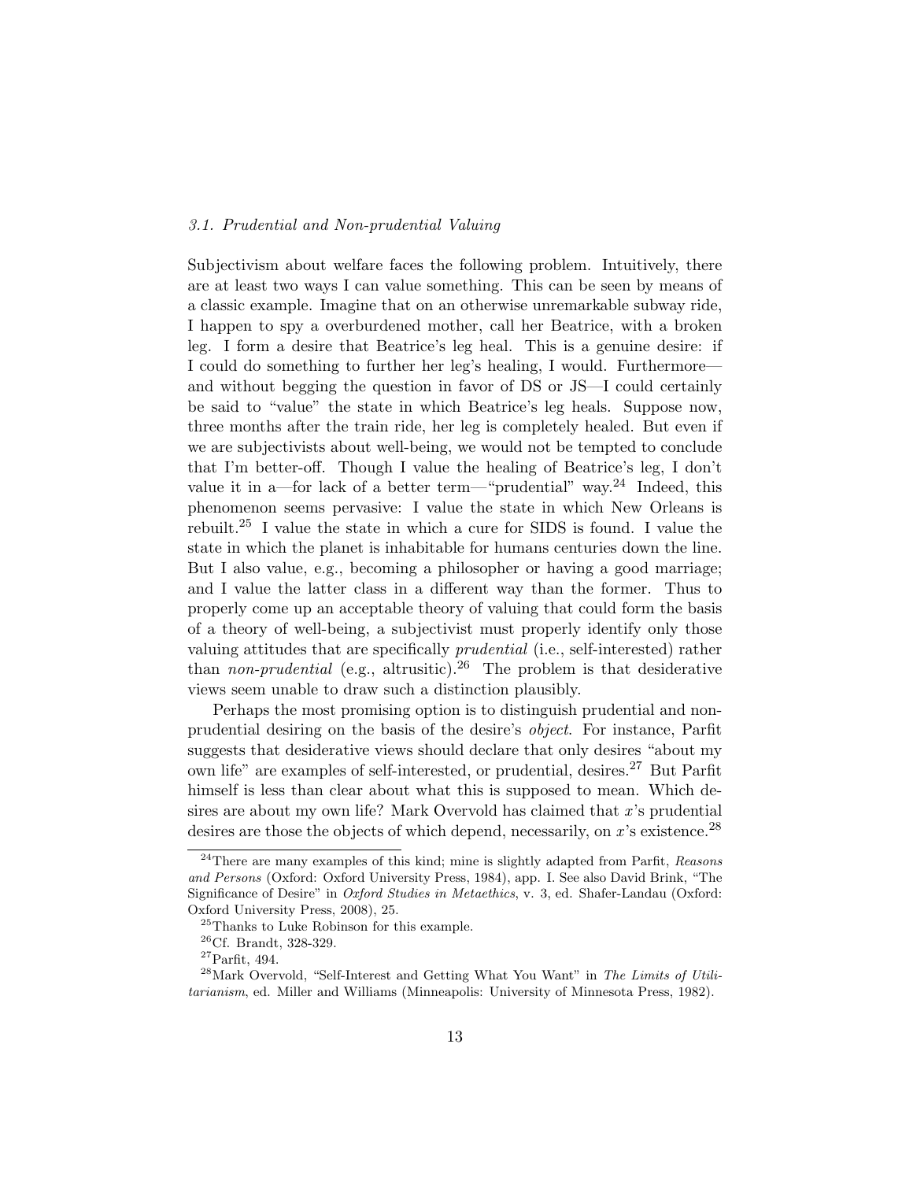### *3.1. Prudential and Non-prudential Valuing*

Subjectivism about welfare faces the following problem. Intuitively, there are at least two ways I can value something. This can be seen by means of a classic example. Imagine that on an otherwise unremarkable subway ride, I happen to spy a overburdened mother, call her Beatrice, with a broken leg. I form a desire that Beatrice's leg heal. This is a genuine desire: if I could do something to further her leg's healing, I would. Furthermore—and without begging the question in favor of DS or JS—I could certainly be said to "value" the state in which Beatrice's leg heals. Suppose now, three months after the train ride, her leg is completely healed. But even if we are subjectivists about well-being, we would not be tempted to conclude that I'm better-off. Though I value the healing of Beatrice's leg, I don't value it in a—for lack of a better term—"prudential" way.[24] Indeed, this phenomenon seems pervasive: I value the state in which New Orleans is rebuilt.[25] I value the state in which a cure for SIDS is found. I value the state in which the planet is inhabitable for humans centuries down the line. But I also value, e.g., becoming a philosopher or having a good marriage; and I value the latter class in a different way than the former. Thus to properly come up an acceptable theory of valuing that could form the basis of a theory of well-being, a subjectivist must properly identify only those valuing attitudes that are specifically *prudential* (i.e., self-interested) rather than *non-prudential* (e.g., altrusitic).[26] The problem is that desiderative views seem unable to draw such a distinction plausibly.

Perhaps the most promising option is to distinguish prudential and non-prudential desiring on the basis of the desire's *object*. For instance, Parfit suggests that desiderative views should declare that only desires "about my own life" are examples of self-interested, or prudential, desires.[27] But Parfit himself is less than clear about what this is supposed to mean. Which desires are about my own life? Mark Overvold has claimed that $x$'s prudential desires are those the objects of which depend, necessarily, on $x$'s existence.[28]

---

[24] There are many examples of this kind; mine is slightly adapted from Parfit, *Reasons and Persons* (Oxford: Oxford University Press, 1984), app. I. See also David Brink, "The Significance of Desire" in *Oxford Studies in Metaethics*, v. 3, ed. Shafer-Landau (Oxford: Oxford University Press, 2008), 25.

[25] Thanks to Luke Robinson for this example.

[26] Cf. Brandt, 328-329.

[27] Parfit, 494.

[28] Mark Overvold, "Self-Interest and Getting What You Want" in *The Limits of Utilitarianism*, ed. Miller and Williams (Minneapolis: University of Minnesota Press, 1982).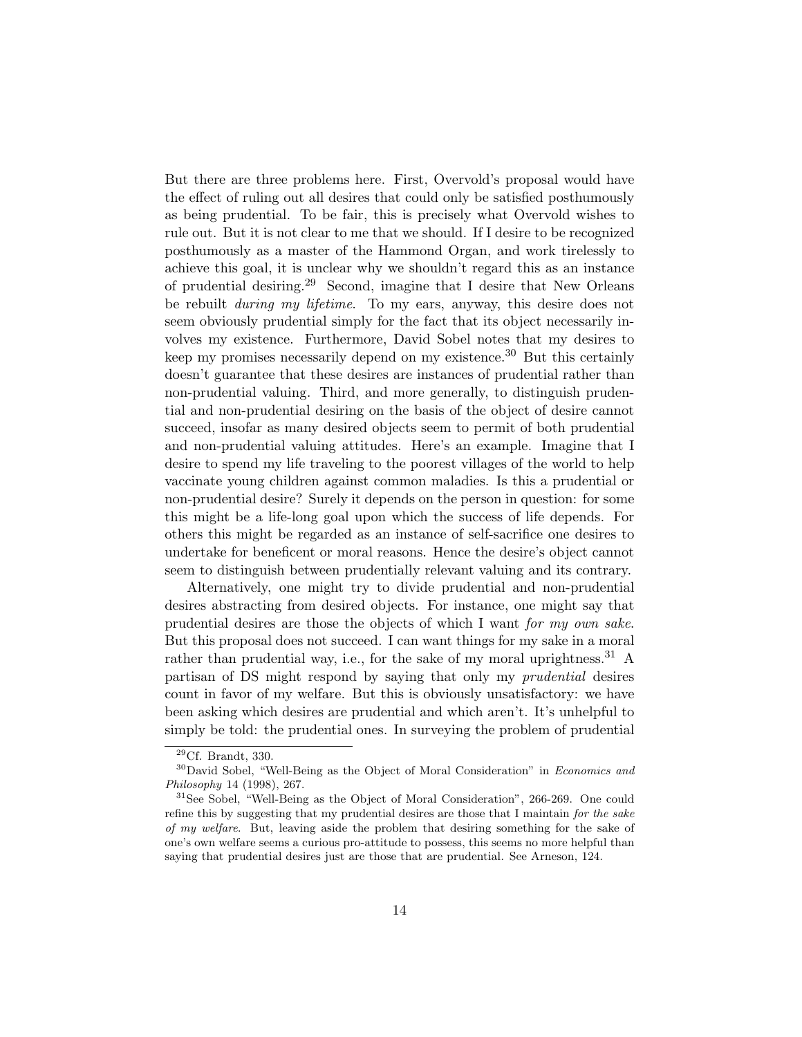But there are three problems here. First, Overvold's proposal would have the effect of ruling out all desires that could only be satisfied posthumously as being prudential. To be fair, this is precisely what Overvold wishes to rule out. But it is not clear to me that we should. If I desire to be recognized posthumously as a master of the Hammond Organ, and work tirelessly to achieve this goal, it is unclear why we shouldn't regard this as an instance of prudential desiring.[29] Second, imagine that I desire that New Orleans be rebuilt *during my lifetime*. To my ears, anyway, this desire does not seem obviously prudential simply for the fact that its object necessarily involves my existence. Furthermore, David Sobel notes that my desires to keep my promises necessarily depend on my existence.[30] But this certainly doesn't guarantee that these desires are instances of prudential rather than non-prudential valuing. Third, and more generally, to distinguish prudential and non-prudential desiring on the basis of the object of desire cannot succeed, insofar as many desired objects seem to permit of both prudential and non-prudential valuing attitudes. Here's an example. Imagine that I desire to spend my life traveling to the poorest villages of the world to help vaccinate young children against common maladies. Is this a prudential or non-prudential desire? Surely it depends on the person in question: for some this might be a life-long goal upon which the success of life depends. For others this might be regarded as an instance of self-sacrifice one desires to undertake for beneficent or moral reasons. Hence the desire's object cannot seem to distinguish between prudentially relevant valuing and its contrary.

Alternatively, one might try to divide prudential and non-prudential desires abstracting from desired objects. For instance, one might say that prudential desires are those the objects of which I want *for my own sake*. But this proposal does not succeed. I can want things for my sake in a moral rather than prudential way, i.e., for the sake of my moral uprightness.[31] A partisan of DS might respond by saying that only my *prudential* desires count in favor of my welfare. But this is obviously unsatisfactory: we have been asking which desires are prudential and which aren't. It's unhelpful to simply be told: the prudential ones. In surveying the problem of prudential

---

[29] Cf. Brandt, 330.

[30] David Sobel, "Well-Being as the Object of Moral Consideration" in *Economics and Philosophy* 14 (1998), 267.

[31] See Sobel, "Well-Being as the Object of Moral Consideration", 266-269. One could refine this by suggesting that my prudential desires are those that I maintain *for the sake of my welfare*. But, leaving aside the problem that desiring something for the sake of one's own welfare seems a curious pro-attitude to possess, this seems no more helpful than saying that prudential desires just are those that are prudential. See Arneson, 124.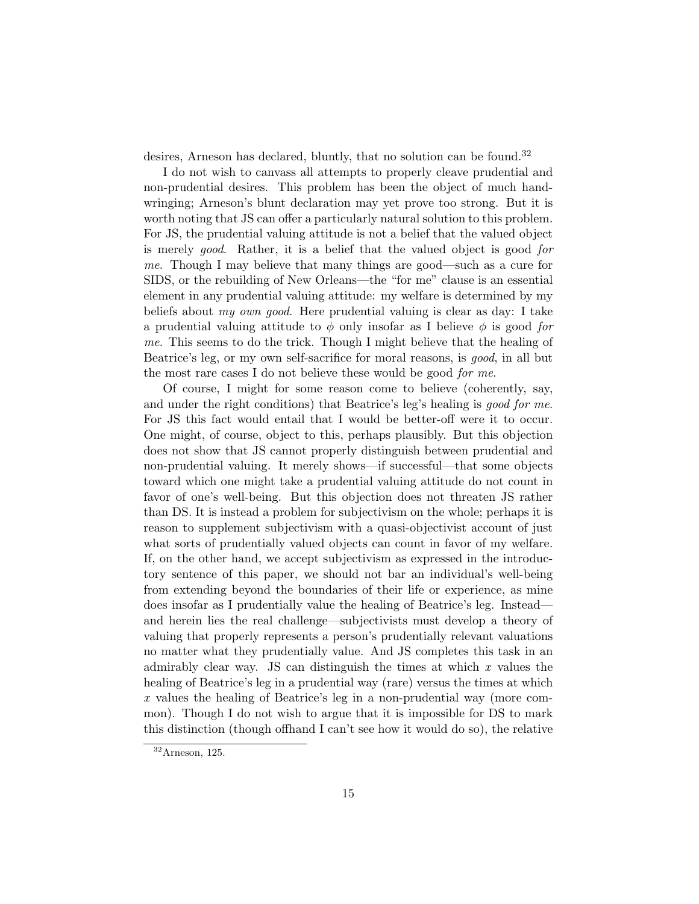desires, Arneson has declared, bluntly, that no solution can be found.[32]

I do not wish to canvass all attempts to properly cleave prudential and non-prudential desires. This problem has been the object of much hand-wringing; Arneson's blunt declaration may yet prove too strong. But it is worth noting that JS can offer a particularly natural solution to this problem. For JS, the prudential valuing attitude is not a belief that the valued object is merely *good*. Rather, it is a belief that the valued object is good *for me*. Though I may believe that many things are good—such as a cure for SIDS, or the rebuilding of New Orleans—the "for me" clause is an essential element in any prudential valuing attitude: my welfare is determined by my beliefs about *my own good*. Here prudential valuing is clear as day: I take a prudential valuing attitude to $\phi$ only insofar as I believe $\phi$ is good *for me*. This seems to do the trick. Though I might believe that the healing of Beatrice's leg, or my own self-sacrifice for moral reasons, is *good*, in all but the most rare cases I do not believe these would be good *for me*.

Of course, I might for some reason come to believe (coherently, say, and under the right conditions) that Beatrice's leg's healing is *good for me*. For JS this fact would entail that I would be better-off were it to occur. One might, of course, object to this, perhaps plausibly. But this objection does not show that JS cannot properly distinguish between prudential and non-prudential valuing. It merely shows—if successful—that some objects toward which one might take a prudential valuing attitude do not count in favor of one's well-being. But this objection does not threaten JS rather than DS. It is instead a problem for subjectivism on the whole; perhaps it is reason to supplement subjectivism with a quasi-objectivist account of just what sorts of prudentially valued objects can count in favor of my welfare. If, on the other hand, we accept subjectivism as expressed in the introductory sentence of this paper, we should not bar an individual's well-being from extending beyond the boundaries of their life or experience, as mine does insofar as I prudentially value the healing of Beatrice's leg. Instead—and herein lies the real challenge—subjectivists must develop a theory of valuing that properly represents a person's prudentially relevant valuations no matter what they prudentially value. And JS completes this task in an admirably clear way. JS can distinguish the times at which $x$ values the healing of Beatrice's leg in a prudential way (rare) versus the times at which $x$ values the healing of Beatrice's leg in a non-prudential way (more common). Though I do not wish to argue that it is impossible for DS to mark this distinction (though offhand I can't see how it would do so), the relative

[32] Arneson, 125.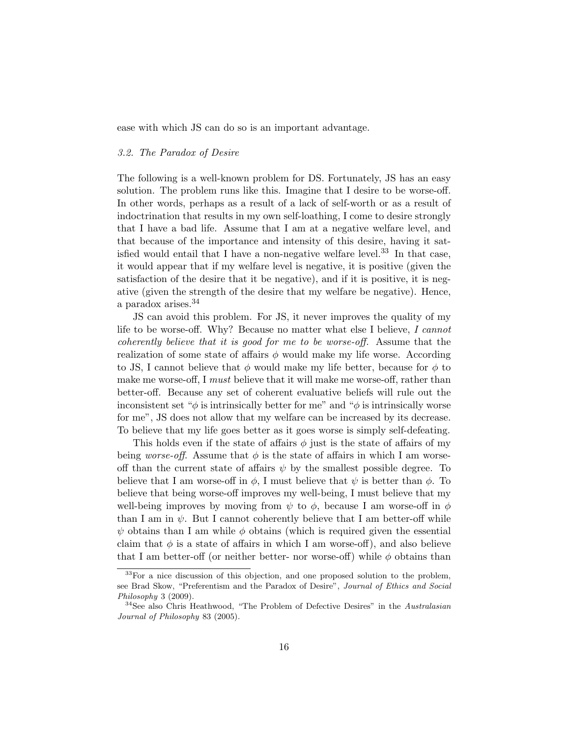ease with which JS can do so is an important advantage.

### *3.2. The Paradox of Desire*

The following is a well-known problem for DS. Fortunately, JS has an easy solution. The problem runs like this. Imagine that I desire to be worse-off. In other words, perhaps as a result of a lack of self-worth or as a result of indoctrination that results in my own self-loathing, I come to desire strongly that I have a bad life. Assume that I am at a negative welfare level, and that because of the importance and intensity of this desire, having it satisfied would entail that I have a non-negative welfare level.[33] In that case, it would appear that if my welfare level is negative, it is positive (given the satisfaction of the desire that it be negative), and if it is positive, it is negative (given the strength of the desire that my welfare be negative). Hence, a paradox arises.[34]

JS can avoid this problem. For JS, it never improves the quality of my life to be worse-off. Why? Because no matter what else I believe, *I cannot coherently believe that it is good for me to be worse-off.* Assume that the realization of some state of affairs $\phi$ would make my life worse. According to JS, I cannot believe that $\phi$ would make my life better, because for $\phi$ to make me worse-off, I *must* believe that it will make me worse-off, rather than better-off. Because any set of coherent evaluative beliefs will rule out the inconsistent set "$\phi$ is intrinsically better for me" and "$\phi$ is intrinsically worse for me", JS does not allow that my welfare can be increased by its decrease. To believe that my life goes better as it goes worse is simply self-defeating.

This holds even if the state of affairs $\phi$ just is the state of affairs of my being *worse-off*. Assume that $\phi$ is the state of affairs in which I am worse-off than the current state of affairs $\psi$ by the smallest possible degree. To believe that I am worse-off in $\phi$, I must believe that $\psi$ is better than $\phi$. To believe that being worse-off improves my well-being, I must believe that my well-being improves by moving from $\psi$ to $\phi$, because I am worse-off in $\phi$ than I am in $\psi$. But I cannot coherently believe that I am better-off while $\psi$ obtains than I am while $\phi$ obtains (which is required given the essential claim that $\phi$ is a state of affairs in which I am worse-off), and also believe that I am better-off (or neither better- nor worse-off) while $\phi$ obtains than

---

[33] For a nice discussion of this objection, and one proposed solution to the problem, see Brad Skow, "Preferentism and the Paradox of Desire", *Journal of Ethics and Social Philosophy* 3 (2009).

[34] See also Chris Heathwood, "The Problem of Defective Desires" in the *Australasian Journal of Philosophy* 83 (2005).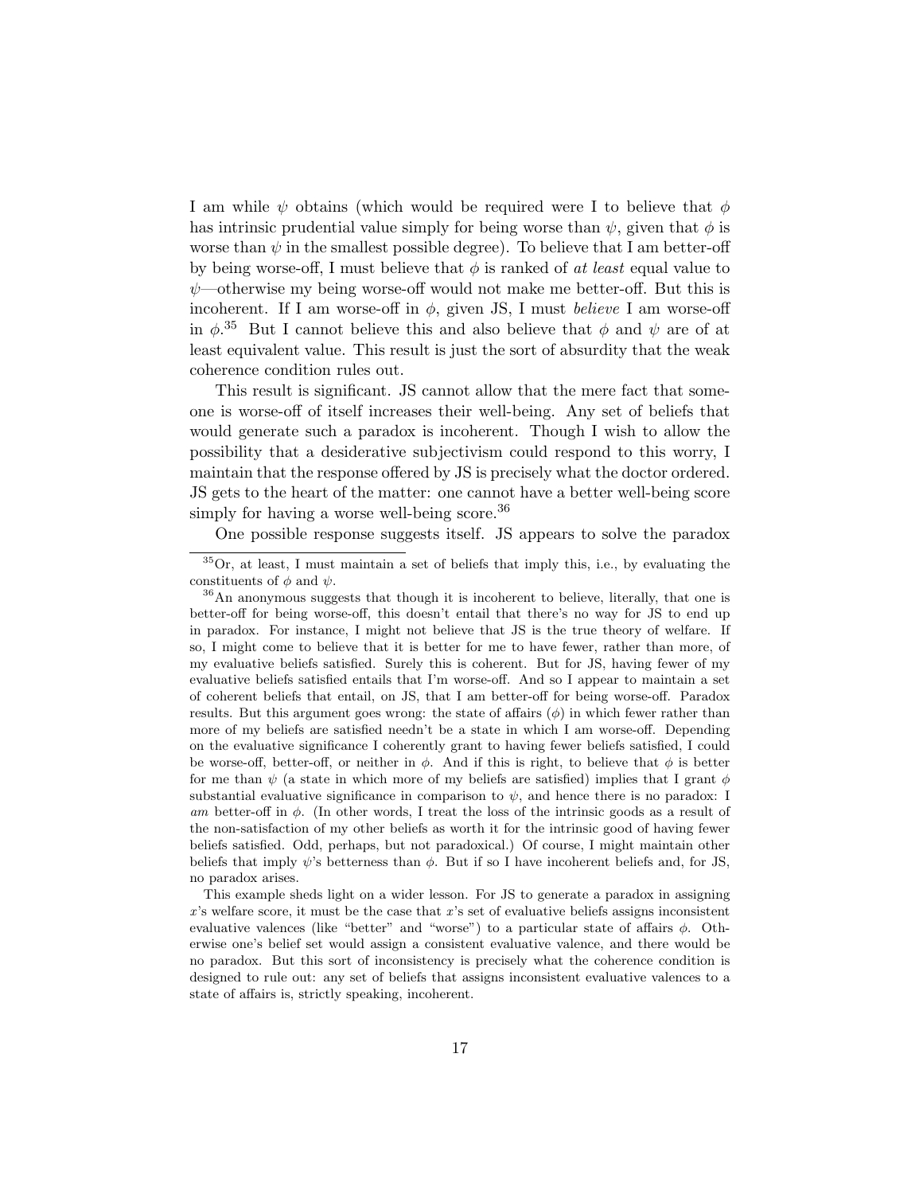I am while $\psi$ obtains (which would be required were I to believe that $\phi$ has intrinsic prudential value simply for being worse than $\psi$, given that $\phi$ is worse than $\psi$ in the smallest possible degree). To believe that I am better-off by being worse-off, I must believe that $\phi$ is ranked of *at least* equal value to $\psi$—otherwise my being worse-off would not make me better-off. But this is incoherent. If I am worse-off in $\phi$, given JS, I must *believe* I am worse-off in $\phi$.[35] But I cannot believe this and also believe that $\phi$ and $\psi$ are of at least equivalent value. This result is just the sort of absurdity that the weak coherence condition rules out.

This result is significant. JS cannot allow that the mere fact that someone is worse-off of itself increases their well-being. Any set of beliefs that would generate such a paradox is incoherent. Though I wish to allow the possibility that a desiderative subjectivism could respond to this worry, I maintain that the response offered by JS is precisely what the doctor ordered. JS gets to the heart of the matter: one cannot have a better well-being score simply for having a worse well-being score.[36]

One possible response suggests itself. JS appears to solve the paradox

---

[35] Or, at least, I must maintain a set of beliefs that imply this, i.e., by evaluating the constituents of $\phi$ and $\psi$.

[36] An anonymous suggests that though it is incoherent to believe, literally, that one is better-off for being worse-off, this doesn't entail that there's no way for JS to end up in paradox. For instance, I might not believe that JS is the true theory of welfare. If so, I might come to believe that it is better for me to have fewer, rather than more, of my evaluative beliefs satisfied. Surely this is coherent. But for JS, having fewer of my evaluative beliefs satisfied entails that I'm worse-off. And so I appear to maintain a set of coherent beliefs that entail, on JS, that I am better-off for being worse-off. Paradox results. But this argument goes wrong: the state of affairs ($\phi$) in which fewer rather than more of my beliefs are satisfied needn't be a state in which I am worse-off. Depending on the evaluative significance I coherently grant to having fewer beliefs satisfied, I could be worse-off, better-off, or neither in $\phi$. And if this is right, to believe that $\phi$ is better for me than $\psi$ (a state in which more of my beliefs are satisfied) implies that I grant $\phi$ substantial evaluative significance in comparison to $\psi$, and hence there is no paradox: I *am* better-off in $\phi$. (In other words, I treat the loss of the intrinsic goods as a result of the non-satisfaction of my other beliefs as worth it for the intrinsic good of having fewer beliefs satisfied. Odd, perhaps, but not paradoxical.) Of course, I might maintain other beliefs that imply $\psi$'s betterness than $\phi$. But if so I have incoherent beliefs and, for JS, no paradox arises.

This example sheds light on a wider lesson. For JS to generate a paradox in assigning $x$'s welfare score, it must be the case that $x$'s set of evaluative beliefs assigns inconsistent evaluative valences (like "better" and "worse") to a particular state of affairs $\phi$. Otherwise one's belief set would assign a consistent evaluative valence, and there would be no paradox. But this sort of inconsistency is precisely what the coherence condition is designed to rule out: any set of beliefs that assigns inconsistent evaluative valences to a state of affairs is, strictly speaking, incoherent.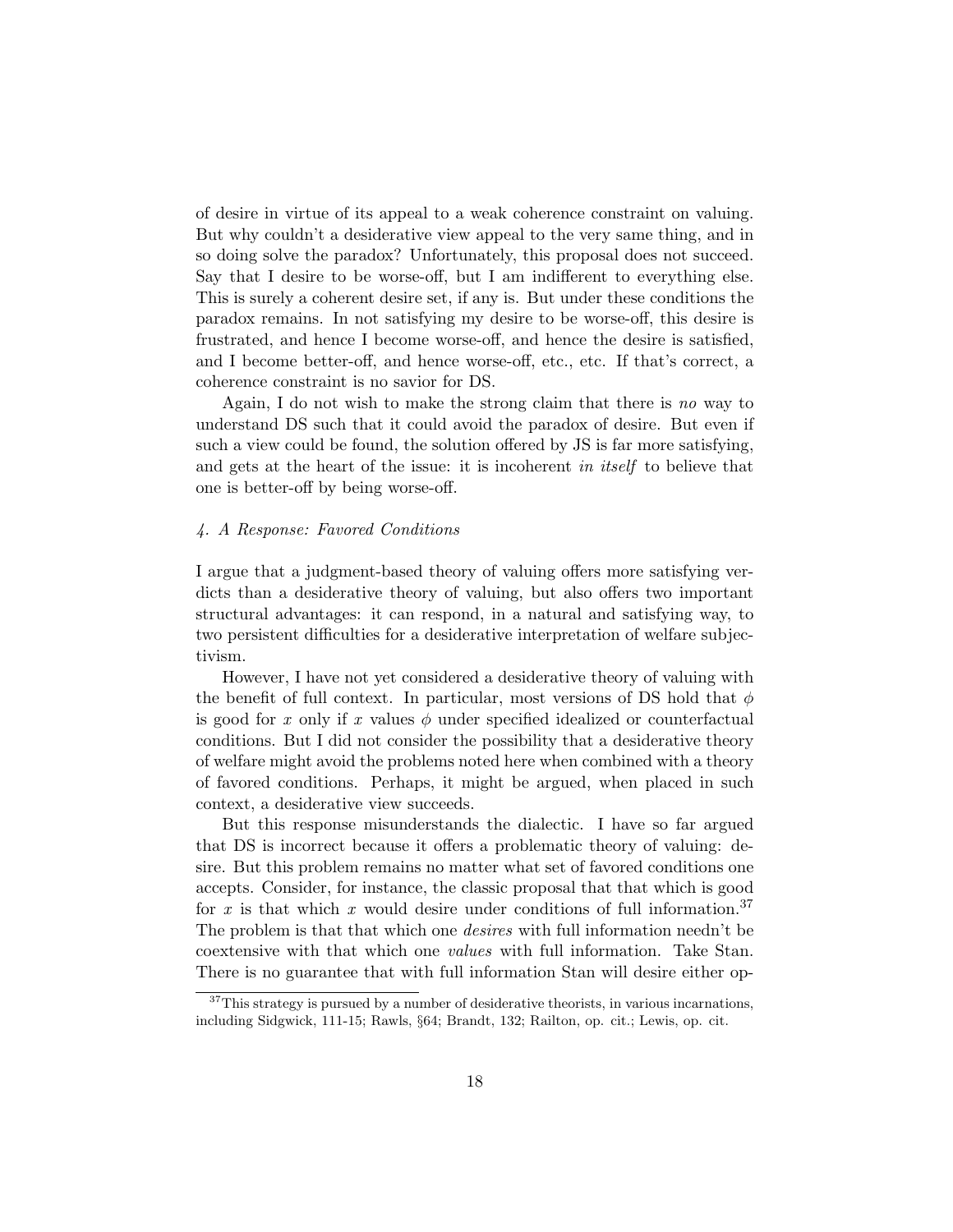of desire in virtue of its appeal to a weak coherence constraint on valuing. But why couldn't a desiderative view appeal to the very same thing, and in so doing solve the paradox? Unfortunately, this proposal does not succeed. Say that I desire to be worse-off, but I am indifferent to everything else. This is surely a coherent desire set, if any is. But under these conditions the paradox remains. In not satisfying my desire to be worse-off, this desire is frustrated, and hence I become worse-off, and hence the desire is satisfied, and I become better-off, and hence worse-off, etc., etc. If that's correct, a coherence constraint is no savior for DS.

Again, I do not wish to make the strong claim that there is *no* way to understand DS such that it could avoid the paradox of desire. But even if such a view could be found, the solution offered by JS is far more satisfying, and gets at the heart of the issue: it is incoherent *in itself* to believe that one is better-off by being worse-off.

### *4. A Response: Favored Conditions*

I argue that a judgment-based theory of valuing offers more satisfying verdicts than a desiderative theory of valuing, but also offers two important structural advantages: it can respond, in a natural and satisfying way, to two persistent difficulties for a desiderative interpretation of welfare subjectivism.

However, I have not yet considered a desiderative theory of valuing with the benefit of full context. In particular, most versions of DS hold that $\phi$ is good for $x$ only if $x$ values $\phi$ under specified idealized or counterfactual conditions. But I did not consider the possibility that a desiderative theory of welfare might avoid the problems noted here when combined with a theory of favored conditions. Perhaps, it might be argued, when placed in such context, a desiderative view succeeds.

But this response misunderstands the dialectic. I have so far argued that DS is incorrect because it offers a problematic theory of valuing: desire. But this problem remains no matter what set of favored conditions one accepts. Consider, for instance, the classic proposal that that which is good for $x$ is that which $x$ would desire under conditions of full information.[37] The problem is that that which one *desires* with full information needn't be coextensive with that which one *values* with full information. Take Stan. There is no guarantee that with full information Stan will desire either op-

[37] This strategy is pursued by a number of desiderative theorists, in various incarnations, including Sidgwick, 111-15; Rawls, §64; Brandt, 132; Railton, op. cit.; Lewis, op. cit.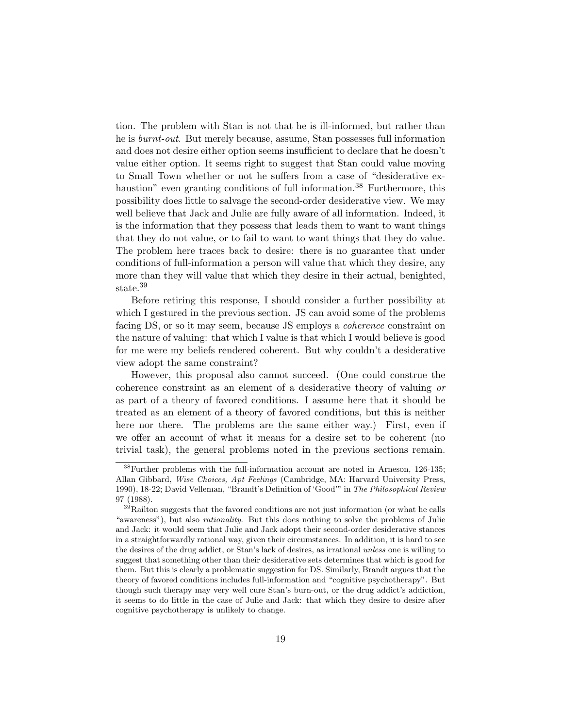tion. The problem with Stan is not that he is ill-informed, but rather than he is *burnt-out*. But merely because, assume, Stan possesses full information and does not desire either option seems insufficient to declare that he doesn't value either option. It seems right to suggest that Stan could value moving to Small Town whether or not he suffers from a case of "desiderative exhaustion" even granting conditions of full information.[38] Furthermore, this possibility does little to salvage the second-order desiderative view. We may well believe that Jack and Julie are fully aware of all information. Indeed, it is the information that they possess that leads them to want to want things that they do not value, or to fail to want to want things that they do value. The problem here traces back to desire: there is no guarantee that under conditions of full-information a person will value that which they desire, any more than they will value that which they desire in their actual, benighted, state.[39]

Before retiring this response, I should consider a further possibility at which I gestured in the previous section. JS can avoid some of the problems facing DS, or so it may seem, because JS employs a *coherence* constraint on the nature of valuing: that which I value is that which I would believe is good for me were my beliefs rendered coherent. But why couldn't a desiderative view adopt the same constraint?

However, this proposal also cannot succeed. (One could construe the coherence constraint as an element of a desiderative theory of valuing *or* as part of a theory of favored conditions. I assume here that it should be treated as an element of a theory of favored conditions, but this is neither here nor there. The problems are the same either way.) First, even if we offer an account of what it means for a desire set to be coherent (no trivial task), the general problems noted in the previous sections remain.

---

[38] Further problems with the full-information account are noted in Arneson, 126-135; Allan Gibbard, *Wise Choices, Apt Feelings* (Cambridge, MA: Harvard University Press, 1990), 18-22; David Velleman, "Brandt's Definition of 'Good'" in *The Philosophical Review* 97 (1988).

[39] Railton suggests that the favored conditions are not just information (or what he calls "awareness"), but also *rationality*. But this does nothing to solve the problems of Julie and Jack: it would seem that Julie and Jack adopt their second-order desiderative stances in a straightforwardly rational way, given their circumstances. In addition, it is hard to see the desires of the drug addict, or Stan's lack of desires, as irrational *unless* one is willing to suggest that something other than their desiderative sets determines that which is good for them. But this is clearly a problematic suggestion for DS. Similarly, Brandt argues that the theory of favored conditions includes full-information and "cognitive psychotherapy". But though such therapy may very well cure Stan's burn-out, or the drug addict's addiction, it seems to do little in the case of Julie and Jack: that which they desire to desire after cognitive psychotherapy is unlikely to change.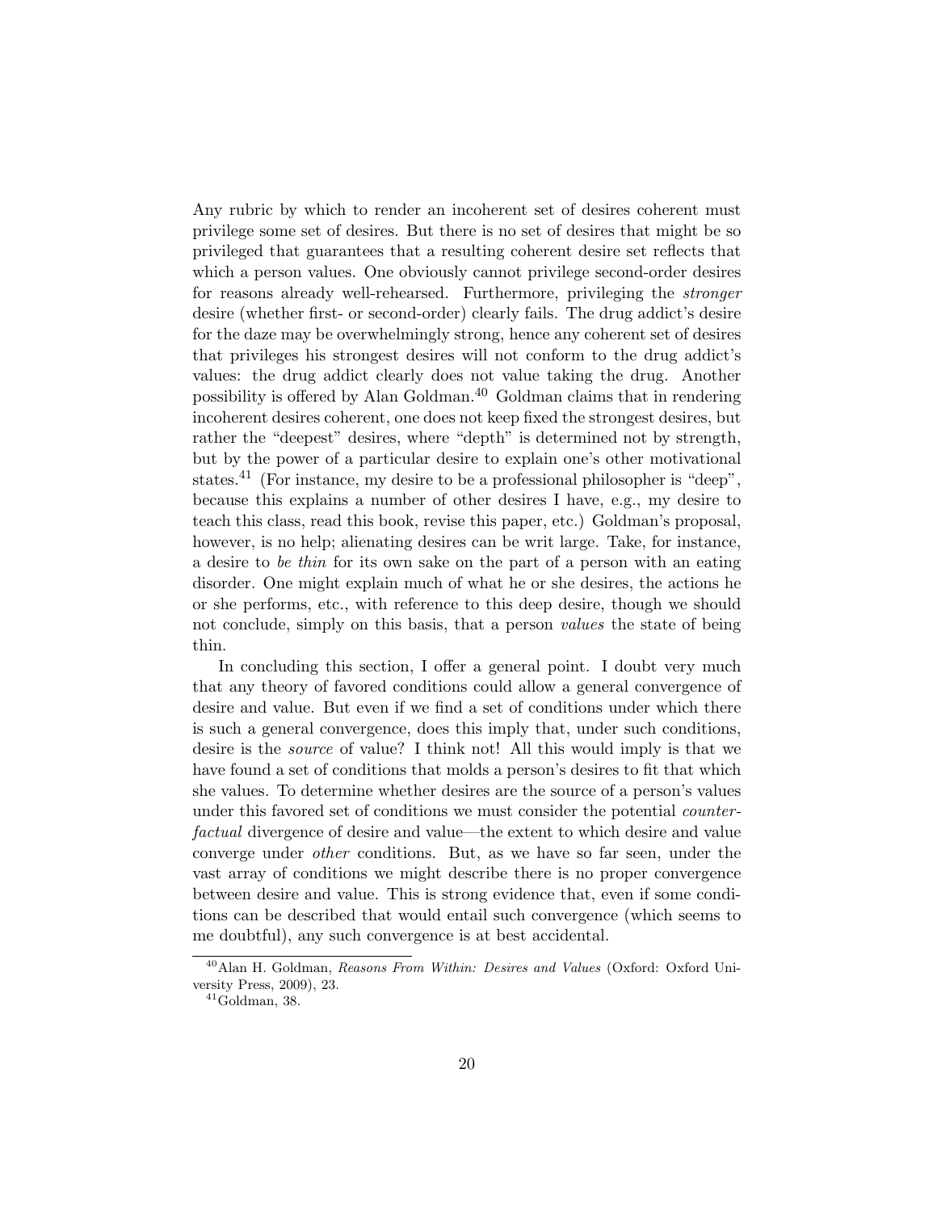Any rubric by which to render an incoherent set of desires coherent must privilege some set of desires. But there is no set of desires that might be so privileged that guarantees that a resulting coherent desire set reflects that which a person values. One obviously cannot privilege second-order desires for reasons already well-rehearsed. Furthermore, privileging the *stronger* desire (whether first- or second-order) clearly fails. The drug addict's desire for the daze may be overwhelmingly strong, hence any coherent set of desires that privileges his strongest desires will not conform to the drug addict's values: the drug addict clearly does not value taking the drug. Another possibility is offered by Alan Goldman.[40] Goldman claims that in rendering incoherent desires coherent, one does not keep fixed the strongest desires, but rather the "deepest" desires, where "depth" is determined not by strength, but by the power of a particular desire to explain one's other motivational states.[41] (For instance, my desire to be a professional philosopher is "deep", because this explains a number of other desires I have, e.g., my desire to teach this class, read this book, revise this paper, etc.) Goldman's proposal, however, is no help; alienating desires can be writ large. Take, for instance, a desire to *be thin* for its own sake on the part of a person with an eating disorder. One might explain much of what he or she desires, the actions he or she performs, etc., with reference to this deep desire, though we should not conclude, simply on this basis, that a person *values* the state of being thin.

In concluding this section, I offer a general point. I doubt very much that any theory of favored conditions could allow a general convergence of desire and value. But even if we find a set of conditions under which there is such a general convergence, does this imply that, under such conditions, desire is the *source* of value? I think not! All this would imply is that we have found a set of conditions that molds a person's desires to fit that which she values. To determine whether desires are the source of a person's values under this favored set of conditions we must consider the potential *counterfactual* divergence of desire and value—the extent to which desire and value converge under *other* conditions. But, as we have so far seen, under the vast array of conditions we might describe there is no proper convergence between desire and value. This is strong evidence that, even if some conditions can be described that would entail such convergence (which seems to me doubtful), any such convergence is at best accidental.

[40] Alan H. Goldman, *Reasons From Within: Desires and Values* (Oxford: Oxford University Press, 2009), 23.

[41] Goldman, 38.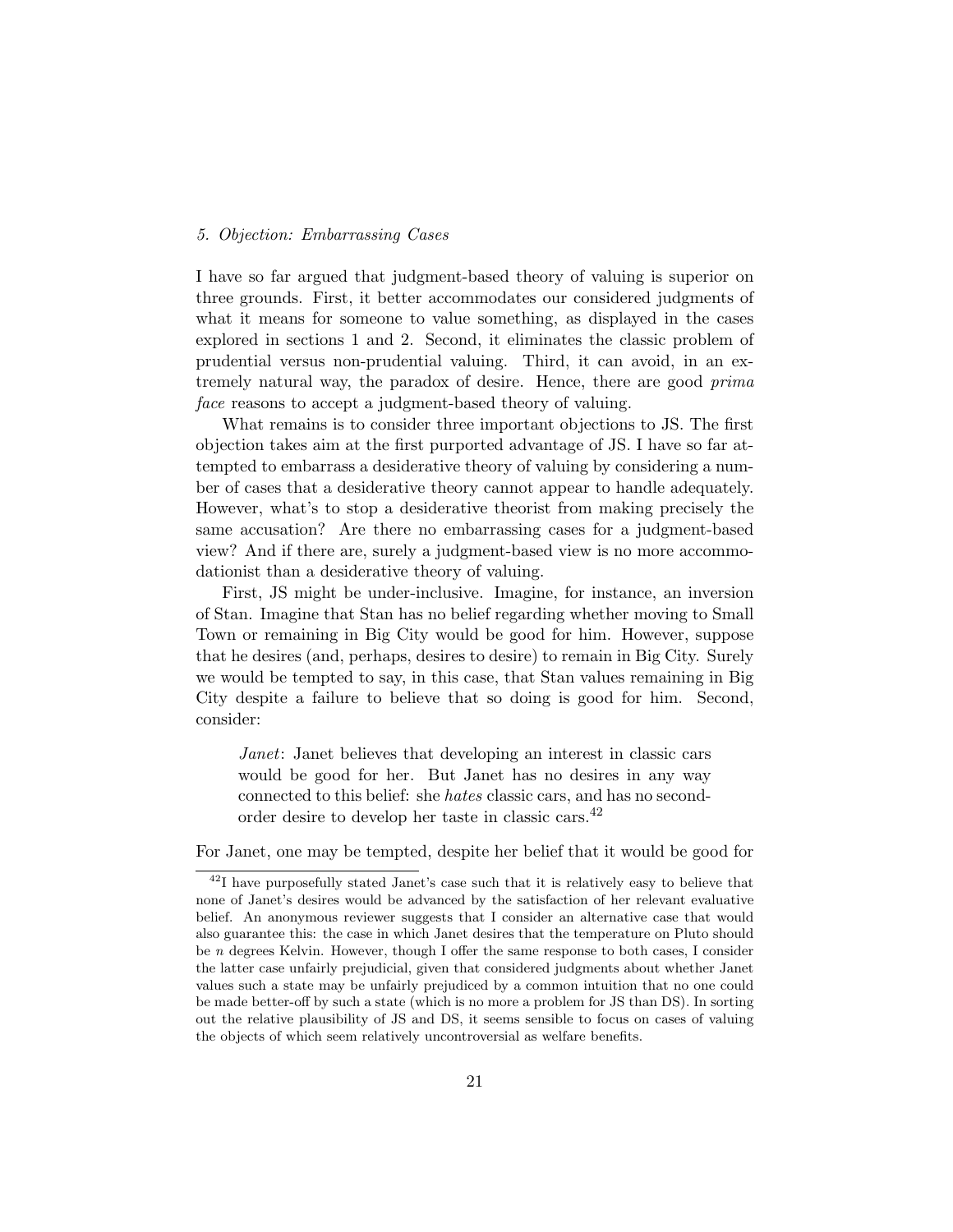### *5. Objection: Embarrassing Cases*

I have so far argued that judgment-based theory of valuing is superior on three grounds. First, it better accommodates our considered judgments of what it means for someone to value something, as displayed in the cases explored in sections 1 and 2. Second, it eliminates the classic problem of prudential versus non-prudential valuing. Third, it can avoid, in an extremely natural way, the paradox of desire. Hence, there are good *prima face* reasons to accept a judgment-based theory of valuing.

What remains is to consider three important objections to JS. The first objection takes aim at the first purported advantage of JS. I have so far attempted to embarrass a desiderative theory of valuing by considering a number of cases that a desiderative theory cannot appear to handle adequately. However, what's to stop a desiderative theorist from making precisely the same accusation? Are there no embarrassing cases for a judgment-based view? And if there are, surely a judgment-based view is no more accommodationist than a desiderative theory of valuing.

First, JS might be under-inclusive. Imagine, for instance, an inversion of Stan. Imagine that Stan has no belief regarding whether moving to Small Town or remaining in Big City would be good for him. However, suppose that he desires (and, perhaps, desires to desire) to remain in Big City. Surely we would be tempted to say, in this case, that Stan values remaining in Big City despite a failure to believe that so doing is good for him. Second, consider:

> *Janet*: Janet believes that developing an interest in classic cars would be good for her. But Janet has no desires in any way connected to this belief: she *hates* classic cars, and has no second-order desire to develop her taste in classic cars.[42]

For Janet, one may be tempted, despite her belief that it would be good for

[42] I have purposefully stated Janet's case such that it is relatively easy to believe that none of Janet's desires would be advanced by the satisfaction of her relevant evaluative belief. An anonymous reviewer suggests that I consider an alternative case that would also guarantee this: the case in which Janet desires that the temperature on Pluto should be $n$ degrees Kelvin. However, though I offer the same response to both cases, I consider the latter case unfairly prejudicial, given that considered judgments about whether Janet values such a state may be unfairly prejudiced by a common intuition that no one could be made better-off by such a state (which is no more a problem for JS than DS). In sorting out the relative plausibility of JS and DS, it seems sensible to focus on cases of valuing the objects of which seem relatively uncontroversial as welfare benefits.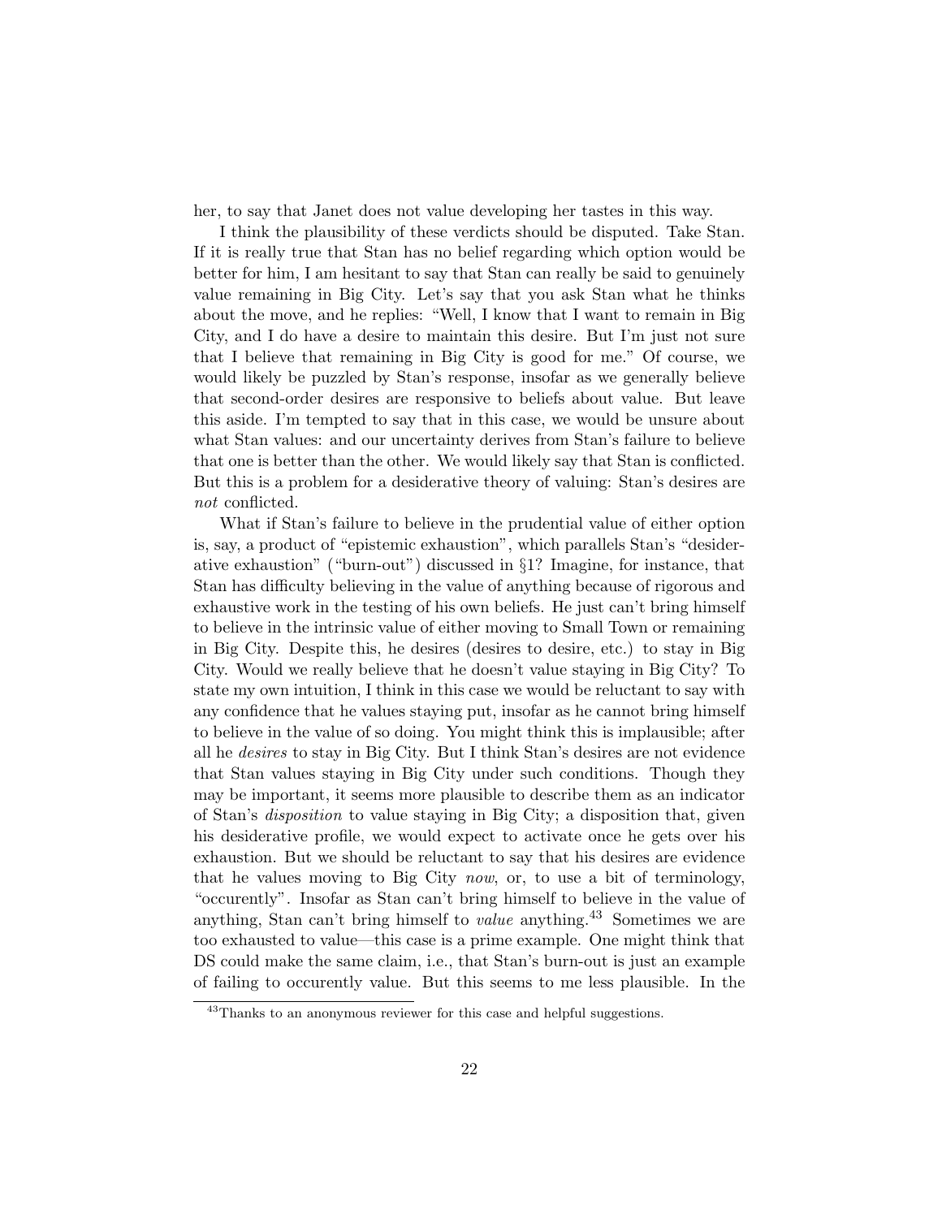her, to say that Janet does not value developing her tastes in this way.

I think the plausibility of these verdicts should be disputed. Take Stan. If it is really true that Stan has no belief regarding which option would be better for him, I am hesitant to say that Stan can really be said to genuinely value remaining in Big City. Let's say that you ask Stan what he thinks about the move, and he replies: "Well, I know that I want to remain in Big City, and I do have a desire to maintain this desire. But I'm just not sure that I believe that remaining in Big City is good for me." Of course, we would likely be puzzled by Stan's response, insofar as we generally believe that second-order desires are responsive to beliefs about value. But leave this aside. I'm tempted to say that in this case, we would be unsure about what Stan values: and our uncertainty derives from Stan's failure to believe that one is better than the other. We would likely say that Stan is conflicted. But this is a problem for a desiderative theory of valuing: Stan's desires are *not* conflicted.

What if Stan's failure to believe in the prudential value of either option is, say, a product of "epistemic exhaustion", which parallels Stan's "desiderative exhaustion" ("burn-out") discussed in §1? Imagine, for instance, that Stan has difficulty believing in the value of anything because of rigorous and exhaustive work in the testing of his own beliefs. He just can't bring himself to believe in the intrinsic value of either moving to Small Town or remaining in Big City. Despite this, he desires (desires to desire, etc.) to stay in Big City. Would we really believe that he doesn't value staying in Big City? To state my own intuition, I think in this case we would be reluctant to say with any confidence that he values staying put, insofar as he cannot bring himself to believe in the value of so doing. You might think this is implausible; after all he *desires* to stay in Big City. But I think Stan's desires are not evidence that Stan values staying in Big City under such conditions. Though they may be important, it seems more plausible to describe them as an indicator of Stan's *disposition* to value staying in Big City; a disposition that, given his desiderative profile, we would expect to activate once he gets over his exhaustion. But we should be reluctant to say that his desires are evidence that he values moving to Big City *now*, or, to use a bit of terminology, "occurently". Insofar as Stan can't bring himself to believe in the value of anything, Stan can't bring himself to *value* anything.[43] Sometimes we are too exhausted to value—this case is a prime example. One might think that DS could make the same claim, i.e., that Stan's burn-out is just an example of failing to occurently value. But this seems to me less plausible. In the

[43] Thanks to an anonymous reviewer for this case and helpful suggestions.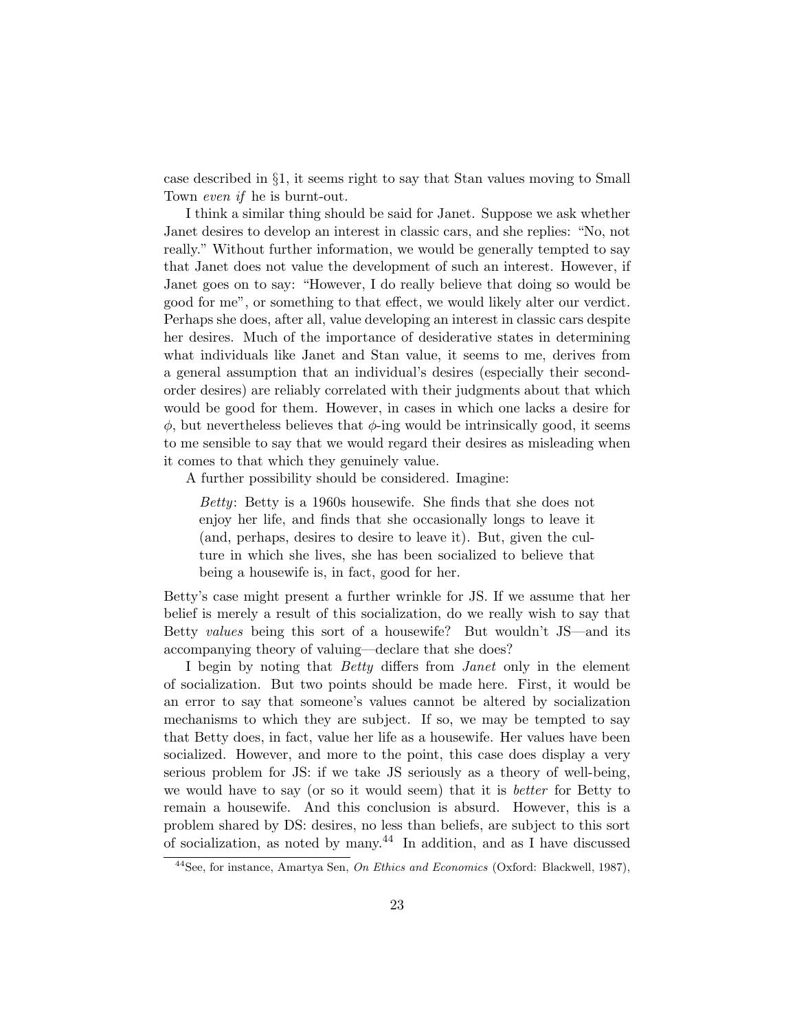case described in §1, it seems right to say that Stan values moving to Small Town *even if* he is burnt-out.

I think a similar thing should be said for Janet. Suppose we ask whether Janet desires to develop an interest in classic cars, and she replies: "No, not really." Without further information, we would be generally tempted to say that Janet does not value the development of such an interest. However, if Janet goes on to say: "However, I do really believe that doing so would be good for me", or something to that effect, we would likely alter our verdict. Perhaps she does, after all, value developing an interest in classic cars despite her desires. Much of the importance of desiderative states in determining what individuals like Janet and Stan value, it seems to me, derives from a general assumption that an individual's desires (especially their second-order desires) are reliably correlated with their judgments about that which would be good for them. However, in cases in which one lacks a desire for $\phi$, but nevertheless believes that $\phi$-ing would be intrinsically good, it seems to me sensible to say that we would regard their desires as misleading when it comes to that which they genuinely value.

A further possibility should be considered. Imagine:

> *Betty*: Betty is a 1960s housewife. She finds that she does not enjoy her life, and finds that she occasionally longs to leave it (and, perhaps, desires to desire to leave it). But, given the culture in which she lives, she has been socialized to believe that being a housewife is, in fact, good for her.

Betty's case might present a further wrinkle for JS. If we assume that her belief is merely a result of this socialization, do we really wish to say that Betty *values* being this sort of a housewife? But wouldn't JS—and its accompanying theory of valuing—declare that she does?

I begin by noting that *Betty* differs from *Janet* only in the element of socialization. But two points should be made here. First, it would be an error to say that someone's values cannot be altered by socialization mechanisms to which they are subject. If so, we may be tempted to say that Betty does, in fact, value her life as a housewife. Her values have been socialized. However, and more to the point, this case does display a very serious problem for JS: if we take JS seriously as a theory of well-being, we would have to say (or so it would seem) that it is *better* for Betty to remain a housewife. And this conclusion is absurd. However, this is a problem shared by DS: desires, no less than beliefs, are subject to this sort of socialization, as noted by many.[44] In addition, and as I have discussed

[44] See, for instance, Amartya Sen, *On Ethics and Economics* (Oxford: Blackwell, 1987),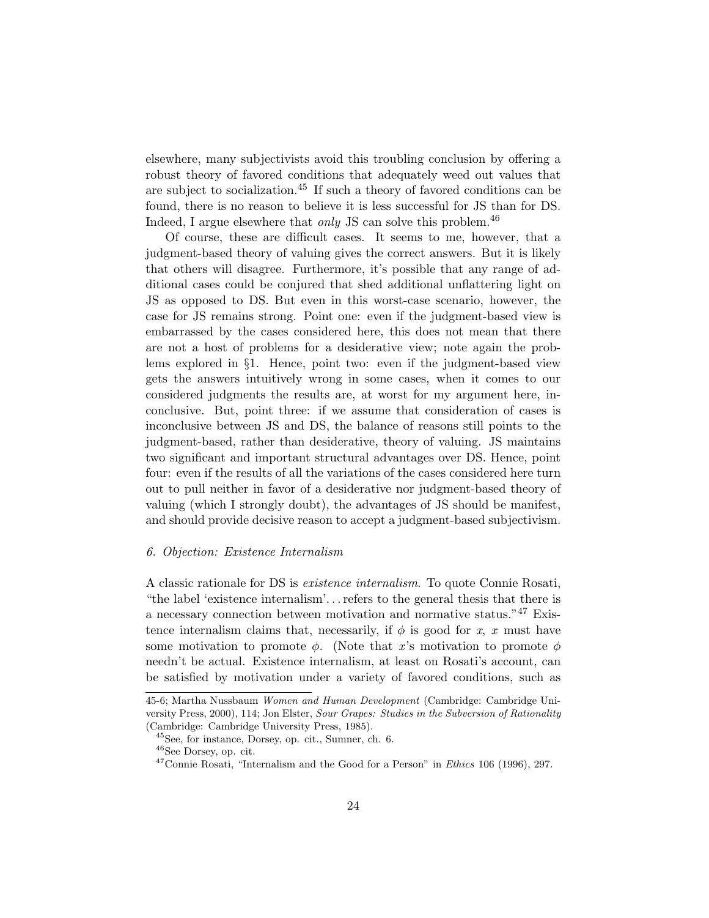elsewhere, many subjectivists avoid this troubling conclusion by offering a robust theory of favored conditions that adequately weed out values that are subject to socialization.[45] If such a theory of favored conditions can be found, there is no reason to believe it is less successful for JS than for DS. Indeed, I argue elsewhere that *only* JS can solve this problem.[46]

Of course, these are difficult cases. It seems to me, however, that a judgment-based theory of valuing gives the correct answers. But it is likely that others will disagree. Furthermore, it's possible that any range of additional cases could be conjured that shed additional unflattering light on JS as opposed to DS. But even in this worst-case scenario, however, the case for JS remains strong. Point one: even if the judgment-based view is embarrassed by the cases considered here, this does not mean that there are not a host of problems for a desiderative view; note again the problems explored in §1. Hence, point two: even if the judgment-based view gets the answers intuitively wrong in some cases, when it comes to our considered judgments the results are, at worst for my argument here, inconclusive. But, point three: if we assume that consideration of cases is inconclusive between JS and DS, the balance of reasons still points to the judgment-based, rather than desiderative, theory of valuing. JS maintains two significant and important structural advantages over DS. Hence, point four: even if the results of all the variations of the cases considered here turn out to pull neither in favor of a desiderative nor judgment-based theory of valuing (which I strongly doubt), the advantages of JS should be manifest, and should provide decisive reason to accept a judgment-based subjectivism.

### *6. Objection: Existence Internalism*

A classic rationale for DS is *existence internalism*. To quote Connie Rosati, "the label 'existence internalism'... refers to the general thesis that there is a necessary connection between motivation and normative status."[47] Existence internalism claims that, necessarily, if $\phi$ is good for $x$, $x$ must have some motivation to promote $\phi$. (Note that $x$'s motivation to promote $\phi$ needn't be actual. Existence internalism, at least on Rosati's account, can be satisfied by motivation under a variety of favored conditions, such as

---

45-6; Martha Nussbaum *Women and Human Development* (Cambridge: Cambridge University Press, 2000), 114; Jon Elster, *Sour Grapes: Studies in the Subversion of Rationality* (Cambridge: Cambridge University Press, 1985).

[45] See, for instance, Dorsey, op. cit., Sumner, ch. 6.

[46] See Dorsey, op. cit.

[47] Connie Rosati, "Internalism and the Good for a Person" in *Ethics* 106 (1996), 297.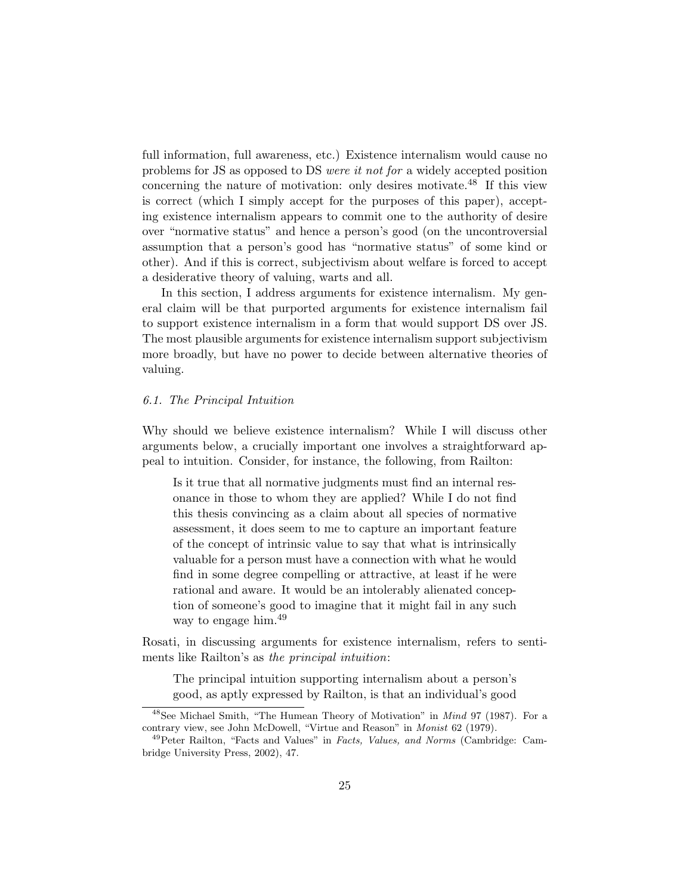full information, full awareness, etc.) Existence internalism would cause no problems for JS as opposed to DS *were it not for* a widely accepted position concerning the nature of motivation: only desires motivate.[48] If this view is correct (which I simply accept for the purposes of this paper), accepting existence internalism appears to commit one to the authority of desire over "normative status" and hence a person's good (on the uncontroversial assumption that a person's good has "normative status" of some kind or other). And if this is correct, subjectivism about welfare is forced to accept a desiderative theory of valuing, warts and all.

In this section, I address arguments for existence internalism. My general claim will be that purported arguments for existence internalism fail to support existence internalism in a form that would support DS over JS. The most plausible arguments for existence internalism support subjectivism more broadly, but have no power to decide between alternative theories of valuing.

### *6.1. The Principal Intuition*

Why should we believe existence internalism? While I will discuss other arguments below, a crucially important one involves a straightforward appeal to intuition. Consider, for instance, the following, from Railton:

> Is it true that all normative judgments must find an internal resonance in those to whom they are applied? While I do not find this thesis convincing as a claim about all species of normative assessment, it does seem to me to capture an important feature of the concept of intrinsic value to say that what is intrinsically valuable for a person must have a connection with what he would find in some degree compelling or attractive, at least if he were rational and aware. It would be an intolerably alienated conception of someone's good to imagine that it might fail in any such way to engage him.[49]

Rosati, in discussing arguments for existence internalism, refers to sentiments like Railton's as *the principal intuition*:

> The principal intuition supporting internalism about a person's good, as aptly expressed by Railton, is that an individual's good

[48] See Michael Smith, "The Humean Theory of Motivation" in *Mind* 97 (1987). For a contrary view, see John McDowell, "Virtue and Reason" in *Monist* 62 (1979).

[49] Peter Railton, "Facts and Values" in *Facts, Values, and Norms* (Cambridge: Cambridge University Press, 2002), 47.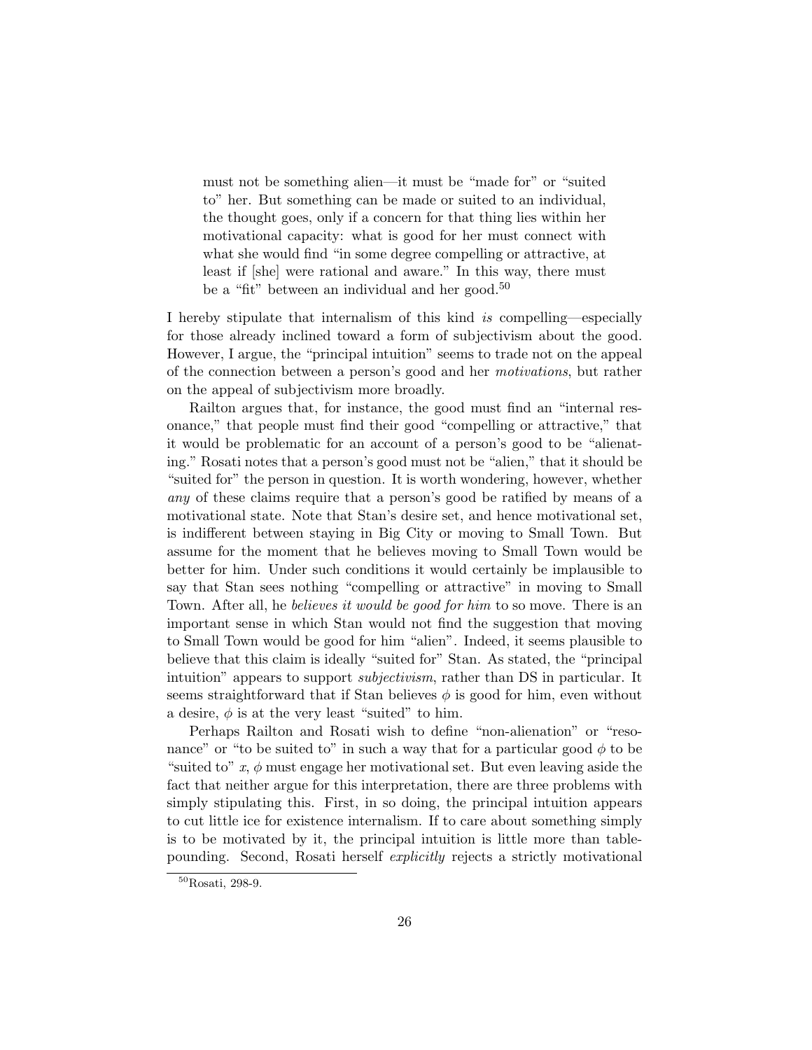> must not be something alien—it must be "made for" or "suited to" her. But something can be made or suited to an individual, the thought goes, only if a concern for that thing lies within her motivational capacity: what is good for her must connect with what she would find "in some degree compelling or attractive, at least if [she] were rational and aware." In this way, there must be a "fit" between an individual and her good.[50]

I hereby stipulate that internalism of this kind *is* compelling—especially for those already inclined toward a form of subjectivism about the good. However, I argue, the "principal intuition" seems to trade not on the appeal of the connection between a person's good and her *motivations*, but rather on the appeal of subjectivism more broadly.

Railton argues that, for instance, the good must find an "internal resonance," that people must find their good "compelling or attractive," that it would be problematic for an account of a person's good to be "alienating." Rosati notes that a person's good must not be "alien," that it should be "suited for" the person in question. It is worth wondering, however, whether *any* of these claims require that a person's good be ratified by means of a motivational state. Note that Stan's desire set, and hence motivational set, is indifferent between staying in Big City or moving to Small Town. But assume for the moment that he believes moving to Small Town would be better for him. Under such conditions it would certainly be implausible to say that Stan sees nothing "compelling or attractive" in moving to Small Town. After all, he *believes it would be good for him* to so move. There is an important sense in which Stan would not find the suggestion that moving to Small Town would be good for him "alien". Indeed, it seems plausible to believe that this claim is ideally "suited for" Stan. As stated, the "principal intuition" appears to support *subjectivism*, rather than DS in particular. It seems straightforward that if Stan believes $\phi$ is good for him, even without a desire, $\phi$ is at the very least "suited" to him.

Perhaps Railton and Rosati wish to define "non-alienation" or "resonance" or "to be suited to" in such a way that for a particular good $\phi$ to be "suited to" $x$, $\phi$ must engage her motivational set. But even leaving aside the fact that neither argue for this interpretation, there are three problems with simply stipulating this. First, in so doing, the principal intuition appears to cut little ice for existence internalism. If to care about something simply is to be motivated by it, the principal intuition is little more than table-pounding. Second, Rosati herself *explicitly* rejects a strictly motivational

[50] Rosati, 298-9.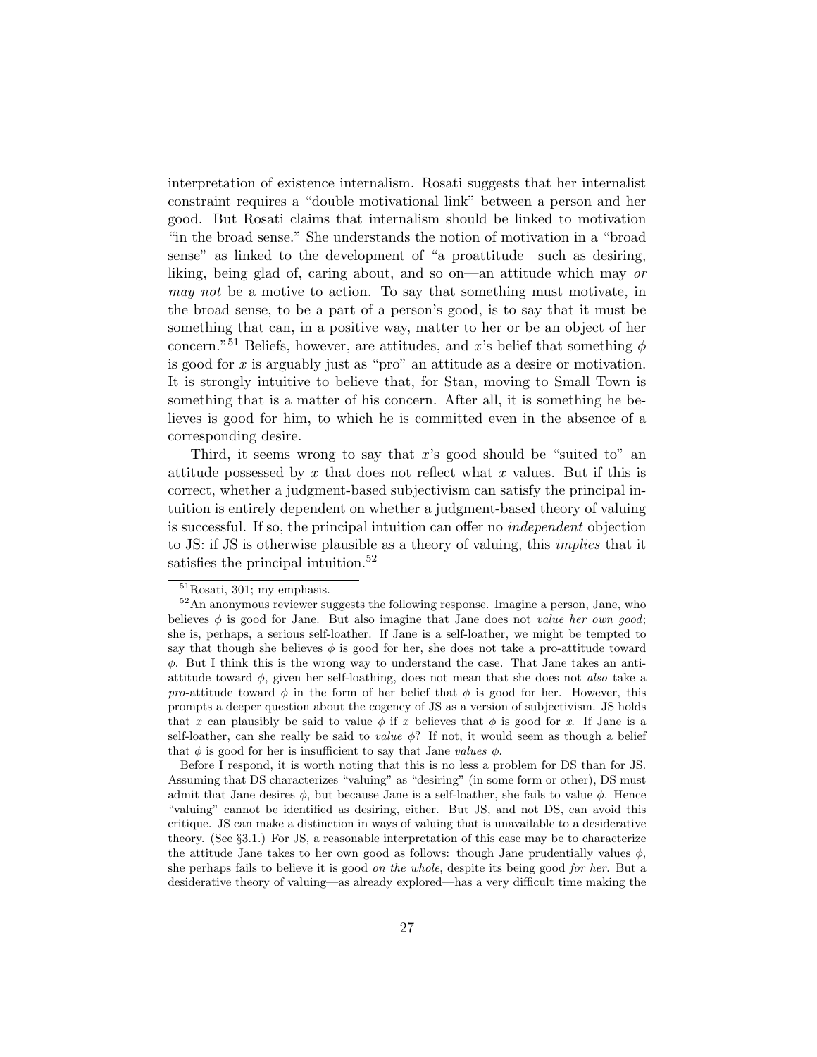interpretation of existence internalism. Rosati suggests that her internalist constraint requires a "double motivational link" between a person and her good. But Rosati claims that internalism should be linked to motivation "in the broad sense." She understands the notion of motivation in a "broad sense" as linked to the development of "a proattitude—such as desiring, liking, being glad of, caring about, and so on—an attitude which may *or may not* be a motive to action. To say that something must motivate, in the broad sense, to be a part of a person's good, is to say that it must be something that can, in a positive way, matter to her or be an object of her concern."[51] Beliefs, however, are attitudes, and $x$'s belief that something $\phi$ is good for $x$ is arguably just as "pro" an attitude as a desire or motivation. It is strongly intuitive to believe that, for Stan, moving to Small Town is something that is a matter of his concern. After all, it is something he believes is good for him, to which he is committed even in the absence of a corresponding desire.

Third, it seems wrong to say that $x$'s good should be "suited to" an attitude possessed by $x$ that does not reflect what $x$ values. But if this is correct, whether a judgment-based subjectivism can satisfy the principal intuition is entirely dependent on whether a judgment-based theory of valuing is successful. If so, the principal intuition can offer no *independent* objection to JS: if JS is otherwise plausible as a theory of valuing, this *implies* that it satisfies the principal intuition.[52]

---

[51] Rosati, 301; my emphasis.

[52] An anonymous reviewer suggests the following response. Imagine a person, Jane, who believes $\phi$ is good for Jane. But also imagine that Jane does not *value her own good*; she is, perhaps, a serious self-loather. If Jane is a self-loather, we might be tempted to say that though she believes $\phi$ is good for her, she does not take a pro-attitude toward $\phi$. But I think this is the wrong way to understand the case. That Jane takes an anti-attitude toward $\phi$, given her self-loathing, does not mean that she does not *also* take a *pro*-attitude toward $\phi$ in the form of her belief that $\phi$ is good for her. However, this prompts a deeper question about the cogency of JS as a version of subjectivism. JS holds that $x$ can plausibly be said to value $\phi$ if $x$ believes that $\phi$ is good for $x$. If Jane is a self-loather, can she really be said to *value* $\phi$? If not, it would seem as though a belief that $\phi$ is good for her is insufficient to say that Jane *values* $\phi$.

Before I respond, it is worth noting that this is no less a problem for DS than for JS. Assuming that DS characterizes "valuing" as "desiring" (in some form or other), DS must admit that Jane desires $\phi$, but because Jane is a self-loather, she fails to value $\phi$. Hence "valuing" cannot be identified as desiring, either. But JS, and not DS, can avoid this critique. JS can make a distinction in ways of valuing that is unavailable to a desiderative theory. (See §3.1.) For JS, a reasonable interpretation of this case may be to characterize the attitude Jane takes to her own good as follows: though Jane prudentially values $\phi$, she perhaps fails to believe it is good *on the whole*, despite its being good *for her*. But a desiderative theory of valuing—as already explored—has a very difficult time making the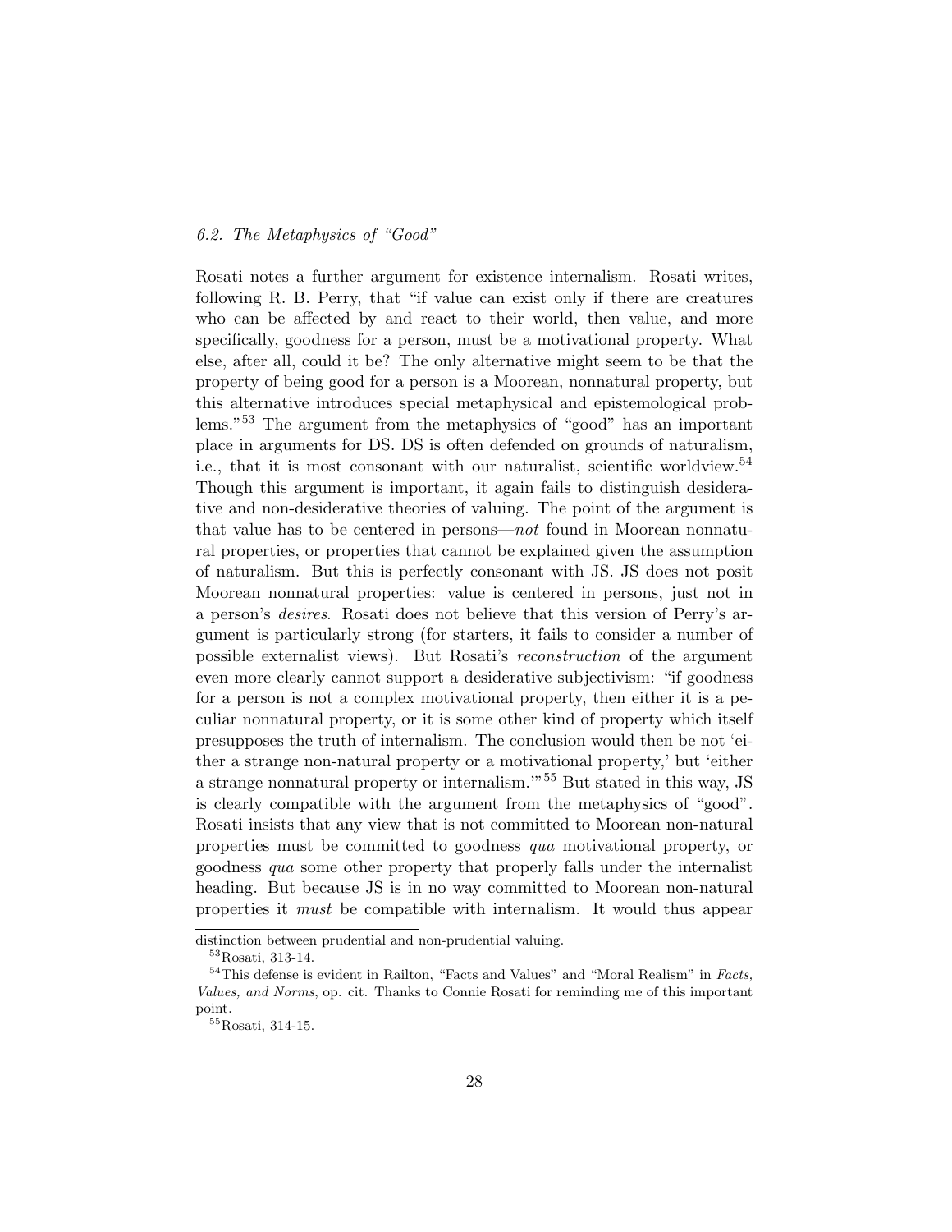### 6.2. The Metaphysics of "Good"

Rosati notes a further argument for existence internalism. Rosati writes, following R. B. Perry, that "if value can exist only if there are creatures who can be affected by and react to their world, then value, and more specifically, goodness for a person, must be a motivational property. What else, after all, could it be? The only alternative might seem to be that the property of being good for a person is a Moorean, nonnatural property, but this alternative introduces special metaphysical and epistemological problems."[53] The argument from the metaphysics of "good" has an important place in arguments for DS. DS is often defended on grounds of naturalism, i.e., that it is most consonant with our naturalist, scientific worldview.[54] Though this argument is important, it again fails to distinguish desiderative and non-desiderative theories of valuing. The point of the argument is that value has to be centered in persons—*not* found in Moorean nonnatural properties, or properties that cannot be explained given the assumption of naturalism. But this is perfectly consonant with JS. JS does not posit Moorean nonnatural properties: value is centered in persons, just not in a person's *desires*. Rosati does not believe that this version of Perry's argument is particularly strong (for starters, it fails to consider a number of possible externalist views). But Rosati's *reconstruction* of the argument even more clearly cannot support a desiderative subjectivism: "if goodness for a person is not a complex motivational property, then either it is a peculiar nonnatural property, or it is some other kind of property which itself presupposes the truth of internalism. The conclusion would then be not 'either a strange non-natural property or a motivational property,' but 'either a strange nonnatural property or internalism.'"[55] But stated in this way, JS is clearly compatible with the argument from the metaphysics of "good". Rosati insists that any view that is not committed to Moorean non-natural properties must be committed to goodness *qua* motivational property, or goodness *qua* some other property that properly falls under the internalist heading. But because JS is in no way committed to Moorean non-natural properties it *must* be compatible with internalism. It would thus appear

distinction between prudential and non-prudential valuing.

[53] Rosati, 313-14.

[54] This defense is evident in Railton, "Facts and Values" and "Moral Realism" in *Facts, Values, and Norms*, op. cit. Thanks to Connie Rosati for reminding me of this important point.

[55] Rosati, 314-15.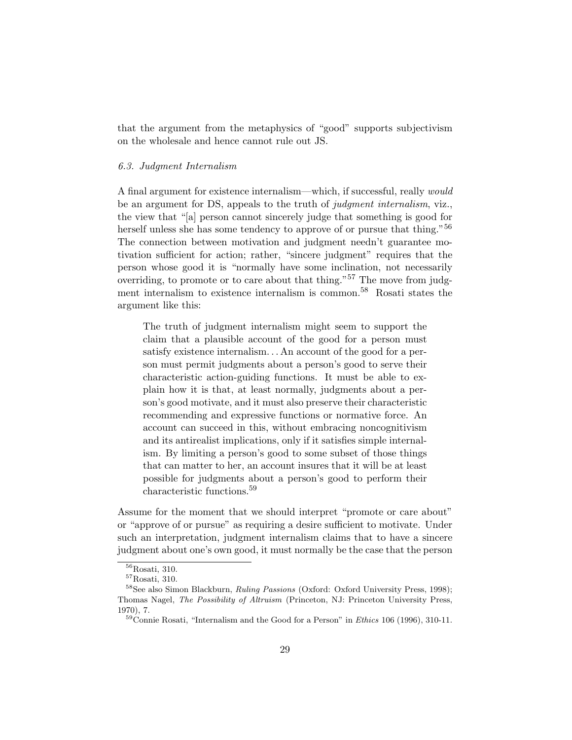that the argument from the metaphysics of "good" supports subjectivism on the wholesale and hence cannot rule out JS.

### *6.3. Judgment Internalism*

A final argument for existence internalism—which, if successful, really *would* be an argument for DS, appeals to the truth of *judgment internalism*, viz., the view that "[a] person cannot sincerely judge that something is good for herself unless she has some tendency to approve of or pursue that thing."[56] The connection between motivation and judgment needn't guarantee motivation sufficient for action; rather, "sincere judgment" requires that the person whose good it is "normally have some inclination, not necessarily overriding, to promote or to care about that thing."[57] The move from judgment internalism to existence internalism is common.[58] Rosati states the argument like this:

> The truth of judgment internalism might seem to support the claim that a plausible account of the good for a person must satisfy existence internalism. . . An account of the good for a person must permit judgments about a person's good to serve their characteristic action-guiding functions. It must be able to explain how it is that, at least normally, judgments about a person's good motivate, and it must also preserve their characteristic recommending and expressive functions or normative force. An account can succeed in this, without embracing noncognitivism and its antirealist implications, only if it satisfies simple internalism. By limiting a person's good to some subset of those things that can matter to her, an account insures that it will be at least possible for judgments about a person's good to perform their characteristic functions.[59]

Assume for the moment that we should interpret "promote or care about" or "approve of or pursue" as requiring a desire sufficient to motivate. Under such an interpretation, judgment internalism claims that to have a sincere judgment about one's own good, it must normally be the case that the person

---

[56] Rosati, 310.

[57] Rosati, 310.

[58] See also Simon Blackburn, *Ruling Passions* (Oxford: Oxford University Press, 1998); Thomas Nagel, *The Possibility of Altruism* (Princeton, NJ: Princeton University Press, 1970), 7.

[59] Connie Rosati, "Internalism and the Good for a Person" in *Ethics* 106 (1996), 310-11.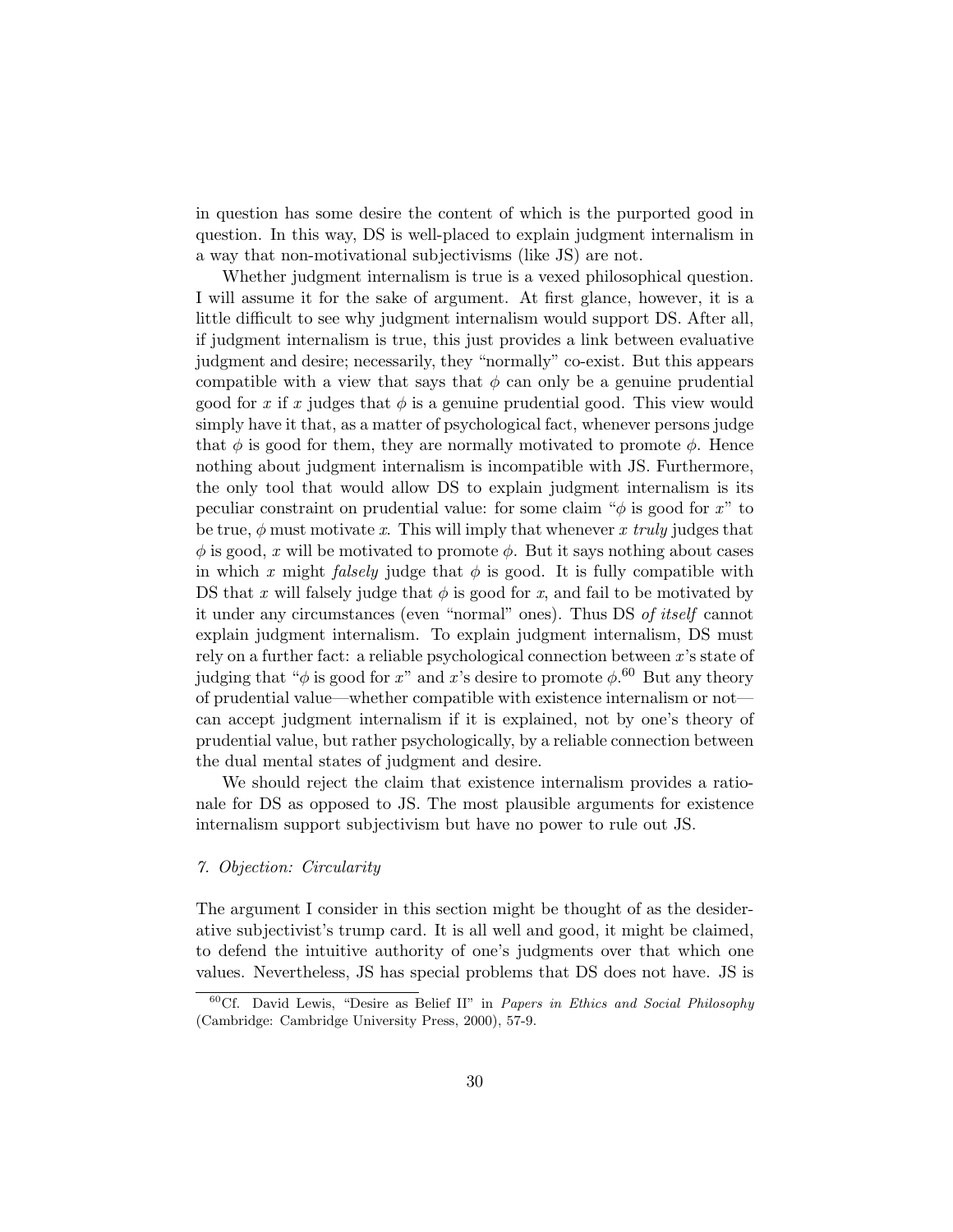in question has some desire the content of which is the purported good in question. In this way, DS is well-placed to explain judgment internalism in a way that non-motivational subjectivisms (like JS) are not.

Whether judgment internalism is true is a vexed philosophical question. I will assume it for the sake of argument. At first glance, however, it is a little difficult to see why judgment internalism would support DS. After all, if judgment internalism is true, this just provides a link between evaluative judgment and desire; necessarily, they "normally" co-exist. But this appears compatible with a view that says that $\phi$ can only be a genuine prudential good for $x$ if $x$ judges that $\phi$ is a genuine prudential good. This view would simply have it that, as a matter of psychological fact, whenever persons judge that $\phi$ is good for them, they are normally motivated to promote $\phi$. Hence nothing about judgment internalism is incompatible with JS. Furthermore, the only tool that would allow DS to explain judgment internalism is its peculiar constraint on prudential value: for some claim "$\phi$ is good for $x$" to be true, $\phi$ must motivate $x$. This will imply that whenever $x$ *truly* judges that $\phi$ is good, $x$ will be motivated to promote $\phi$. But it says nothing about cases in which $x$ might *falsely* judge that $\phi$ is good. It is fully compatible with DS that $x$ will falsely judge that $\phi$ is good for $x$, and fail to be motivated by it under any circumstances (even "normal" ones). Thus DS *of itself* cannot explain judgment internalism. To explain judgment internalism, DS must rely on a further fact: a reliable psychological connection between $x$'s state of judging that "$\phi$ is good for $x$" and $x$'s desire to promote $\phi$.[60] But any theory of prudential value—whether compatible with existence internalism or not—can accept judgment internalism if it is explained, not by one's theory of prudential value, but rather psychologically, by a reliable connection between the dual mental states of judgment and desire.

We should reject the claim that existence internalism provides a rationale for DS as opposed to JS. The most plausible arguments for existence internalism support subjectivism but have no power to rule out JS.

### *7. Objection: Circularity*

The argument I consider in this section might be thought of as the desiderative subjectivist's trump card. It is all well and good, it might be claimed, to defend the intuitive authority of one's judgments over that which one values. Nevertheless, JS has special problems that DS does not have. JS is

[60] Cf. David Lewis, "Desire as Belief II" in *Papers in Ethics and Social Philosophy* (Cambridge: Cambridge University Press, 2000), 57-9.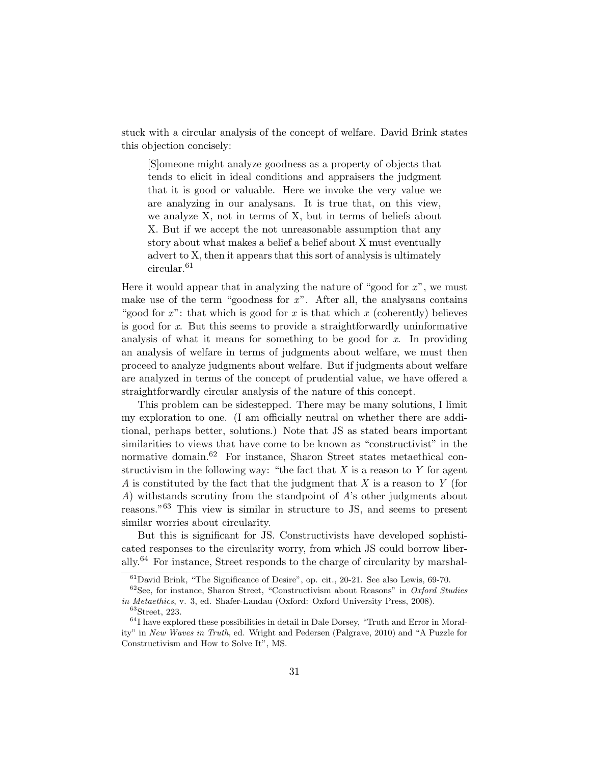stuck with a circular analysis of the concept of welfare. David Brink states this objection concisely:

> [S]omeone might analyze goodness as a property of objects that tends to elicit in ideal conditions and appraisers the judgment that it is good or valuable. Here we invoke the very value we are analyzing in our analysans. It is true that, on this view, we analyze X, not in terms of X, but in terms of beliefs about X. But if we accept the not unreasonable assumption that any story about what makes a belief a belief about X must eventually advert to X, then it appears that this sort of analysis is ultimately circular.[61]

Here it would appear that in analyzing the nature of "good for $x$", we must make use of the term "goodness for $x$". After all, the analysans contains "good for $x$": that which is good for $x$ is that which $x$ (coherently) believes is good for $x$. But this seems to provide a straightforwardly uninformative analysis of what it means for something to be good for $x$. In providing an analysis of welfare in terms of judgments about welfare, we must then proceed to analyze judgments about welfare. But if judgments about welfare are analyzed in terms of the concept of prudential value, we have offered a straightforwardly circular analysis of the nature of this concept.

This problem can be sidestepped. There may be many solutions, I limit my exploration to one. (I am officially neutral on whether there are additional, perhaps better, solutions.) Note that JS as stated bears important similarities to views that have come to be known as "constructivist" in the normative domain.[62] For instance, Sharon Street states metaethical constructivism in the following way: "the fact that $X$ is a reason to $Y$ for agent $A$ is constituted by the fact that the judgment that $X$ is a reason to $Y$ (for $A$) withstands scrutiny from the standpoint of $A$'s other judgments about reasons."[63] This view is similar in structure to JS, and seems to present similar worries about circularity.

But this is significant for JS. Constructivists have developed sophisticated responses to the circularity worry, from which JS could borrow liberally.[64] For instance, Street responds to the charge of circularity by marshal-

[61] David Brink, "The Significance of Desire", op. cit., 20-21. See also Lewis, 69-70.

[62] See, for instance, Sharon Street, "Constructivism about Reasons" in *Oxford Studies in Metaethics*, v. 3, ed. Shafer-Landau (Oxford: Oxford University Press, 2008).

[63] Street, 223.

[64] I have explored these possibilities in detail in Dale Dorsey, "Truth and Error in Morality" in *New Waves in Truth*, ed. Wright and Pedersen (Palgrave, 2010) and "A Puzzle for Constructivism and How to Solve It", MS.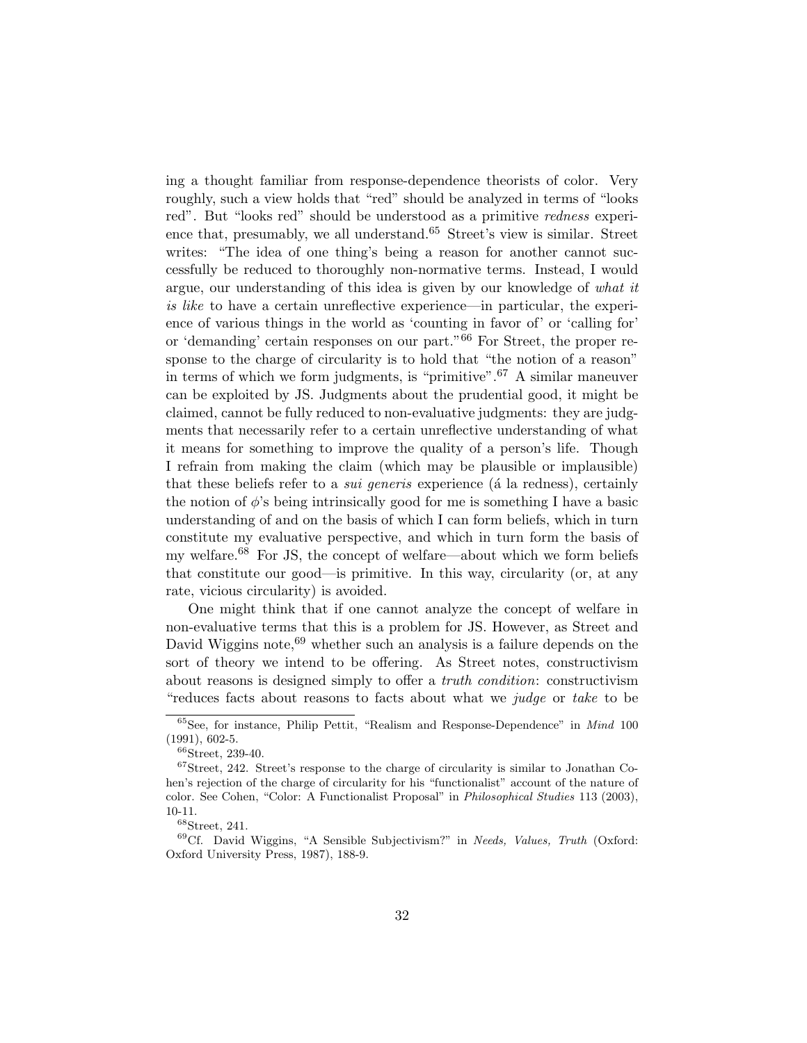ing a thought familiar from response-dependence theorists of color. Very roughly, such a view holds that "red" should be analyzed in terms of "looks red". But "looks red" should be understood as a primitive *redness* experience that, presumably, we all understand.[65] Street's view is similar. Street writes: "The idea of one thing's being a reason for another cannot successfully be reduced to thoroughly non-normative terms. Instead, I would argue, our understanding of this idea is given by our knowledge of *what it is like* to have a certain unreflective experience—in particular, the experience of various things in the world as 'counting in favor of' or 'calling for' or 'demanding' certain responses on our part."[66] For Street, the proper response to the charge of circularity is to hold that "the notion of a reason" in terms of which we form judgments, is "primitive".[67] A similar maneuver can be exploited by JS. Judgments about the prudential good, it might be claimed, cannot be fully reduced to non-evaluative judgments: they are judgments that necessarily refer to a certain unreflective understanding of what it means for something to improve the quality of a person's life. Though I refrain from making the claim (which may be plausible or implausible) that these beliefs refer to a *sui generis* experience (á la redness), certainly the notion of $\phi$'s being intrinsically good for me is something I have a basic understanding of and on the basis of which I can form beliefs, which in turn constitute my evaluative perspective, and which in turn form the basis of my welfare.[68] For JS, the concept of welfare—about which we form beliefs that constitute our good—is primitive. In this way, circularity (or, at any rate, vicious circularity) is avoided.

One might think that if one cannot analyze the concept of welfare in non-evaluative terms that this is a problem for JS. However, as Street and David Wiggins note,[69] whether such an analysis is a failure depends on the sort of theory we intend to be offering. As Street notes, constructivism about reasons is designed simply to offer a *truth condition*: constructivism "reduces facts about reasons to facts about what we *judge* or *take* to be

[65] See, for instance, Philip Pettit, "Realism and Response-Dependence" in *Mind* 100 (1991), 602-5.

[66] Street, 239-40.

[67] Street, 242. Street's response to the charge of circularity is similar to Jonathan Cohen's rejection of the charge of circularity for his "functionalist" account of the nature of color. See Cohen, "Color: A Functionalist Proposal" in *Philosophical Studies* 113 (2003), 10-11.

[68] Street, 241.

[69] Cf. David Wiggins, "A Sensible Subjectivism?" in *Needs, Values, Truth* (Oxford: Oxford University Press, 1987), 188-9.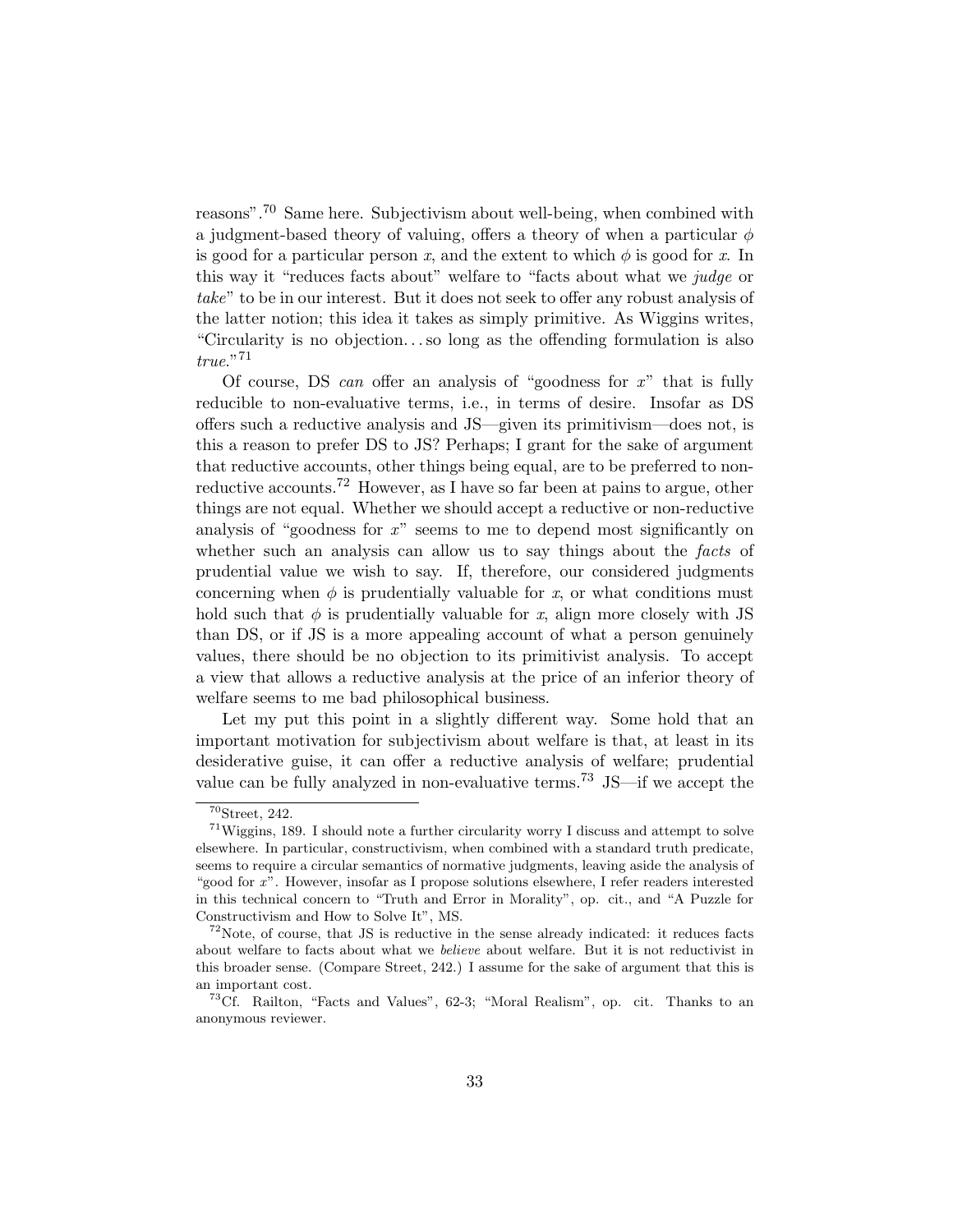reasons".[70] Same here. Subjectivism about well-being, when combined with a judgment-based theory of valuing, offers a theory of when a particular $\phi$ is good for a particular person $x$, and the extent to which $\phi$ is good for $x$. In this way it "reduces facts about" welfare to "facts about what we *judge* or *take*" to be in our interest. But it does not seek to offer any robust analysis of the latter notion; this idea it takes as simply primitive. As Wiggins writes, "Circularity is no objection. . . so long as the offending formulation is also *true*."[71]

Of course, DS *can* offer an analysis of "goodness for $x$" that is fully reducible to non-evaluative terms, i.e., in terms of desire. Insofar as DS offers such a reductive analysis and JS—given its primitivism—does not, is this a reason to prefer DS to JS? Perhaps; I grant for the sake of argument that reductive accounts, other things being equal, are to be preferred to non-reductive accounts.[72] However, as I have so far been at pains to argue, other things are not equal. Whether we should accept a reductive or non-reductive analysis of "goodness for $x$" seems to me to depend most significantly on whether such an analysis can allow us to say things about the *facts* of prudential value we wish to say. If, therefore, our considered judgments concerning when $\phi$ is prudentially valuable for $x$, or what conditions must hold such that $\phi$ is prudentially valuable for $x$, align more closely with JS than DS, or if JS is a more appealing account of what a person genuinely values, there should be no objection to its primitivist analysis. To accept a view that allows a reductive analysis at the price of an inferior theory of welfare seems to me bad philosophical business.

Let my put this point in a slightly different way. Some hold that an important motivation for subjectivism about welfare is that, at least in its desiderative guise, it can offer a reductive analysis of welfare; prudential value can be fully analyzed in non-evaluative terms.[73] JS—if we accept the

---

[70] Street, 242.

[71] Wiggins, 189. I should note a further circularity worry I discuss and attempt to solve elsewhere. In particular, constructivism, when combined with a standard truth predicate, seems to require a circular semantics of normative judgments, leaving aside the analysis of "good for $x$". However, insofar as I propose solutions elsewhere, I refer readers interested in this technical concern to "Truth and Error in Morality", op. cit., and "A Puzzle for Constructivism and How to Solve It", MS.

[72] Note, of course, that JS is reductive in the sense already indicated: it reduces facts about welfare to facts about what we *believe* about welfare. But it is not reductivist in this broader sense. (Compare Street, 242.) I assume for the sake of argument that this is an important cost.

[73] Cf. Railton, "Facts and Values", 62-3; "Moral Realism", op. cit. Thanks to an anonymous reviewer.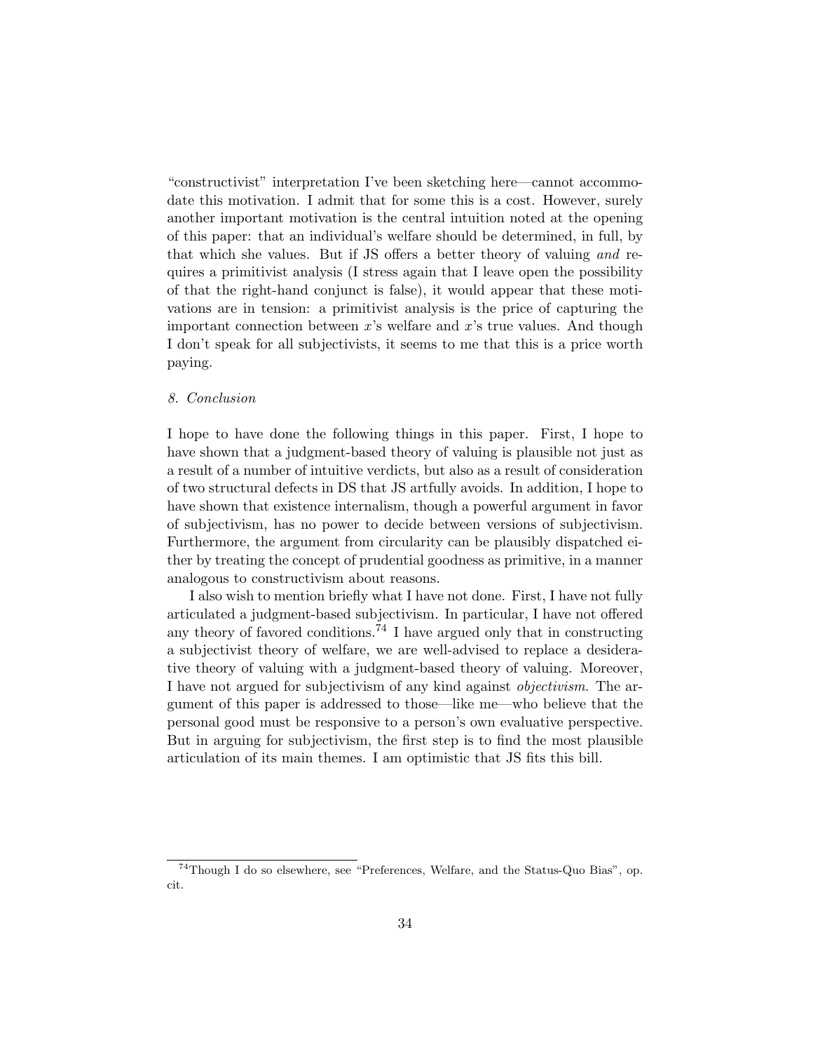"constructivist" interpretation I've been sketching here—cannot accommodate this motivation. I admit that for some this is a cost. However, surely another important motivation is the central intuition noted at the opening of this paper: that an individual's welfare should be determined, in full, by that which she values. But if JS offers a better theory of valuing *and* requires a primitivist analysis (I stress again that I leave open the possibility of that the right-hand conjunct is false), it would appear that these motivations are in tension: a primitivist analysis is the price of capturing the important connection between $x$'s welfare and $x$'s true values. And though I don't speak for all subjectivists, it seems to me that this is a price worth paying.

### *8. Conclusion*

I hope to have done the following things in this paper. First, I hope to have shown that a judgment-based theory of valuing is plausible not just as a result of a number of intuitive verdicts, but also as a result of consideration of two structural defects in DS that JS artfully avoids. In addition, I hope to have shown that existence internalism, though a powerful argument in favor of subjectivism, has no power to decide between versions of subjectivism. Furthermore, the argument from circularity can be plausibly dispatched either by treating the concept of prudential goodness as primitive, in a manner analogous to constructivism about reasons.

I also wish to mention briefly what I have not done. First, I have not fully articulated a judgment-based subjectivism. In particular, I have not offered any theory of favored conditions.[74] I have argued only that in constructing a subjectivist theory of welfare, we are well-advised to replace a desiderative theory of valuing with a judgment-based theory of valuing. Moreover, I have not argued for subjectivism of any kind against *objectivism*. The argument of this paper is addressed to those—like me—who believe that the personal good must be responsive to a person's own evaluative perspective. But in arguing for subjectivism, the first step is to find the most plausible articulation of its main themes. I am optimistic that JS fits this bill.

[74] Though I do so elsewhere, see "Preferences, Welfare, and the Status-Quo Bias", op. cit.